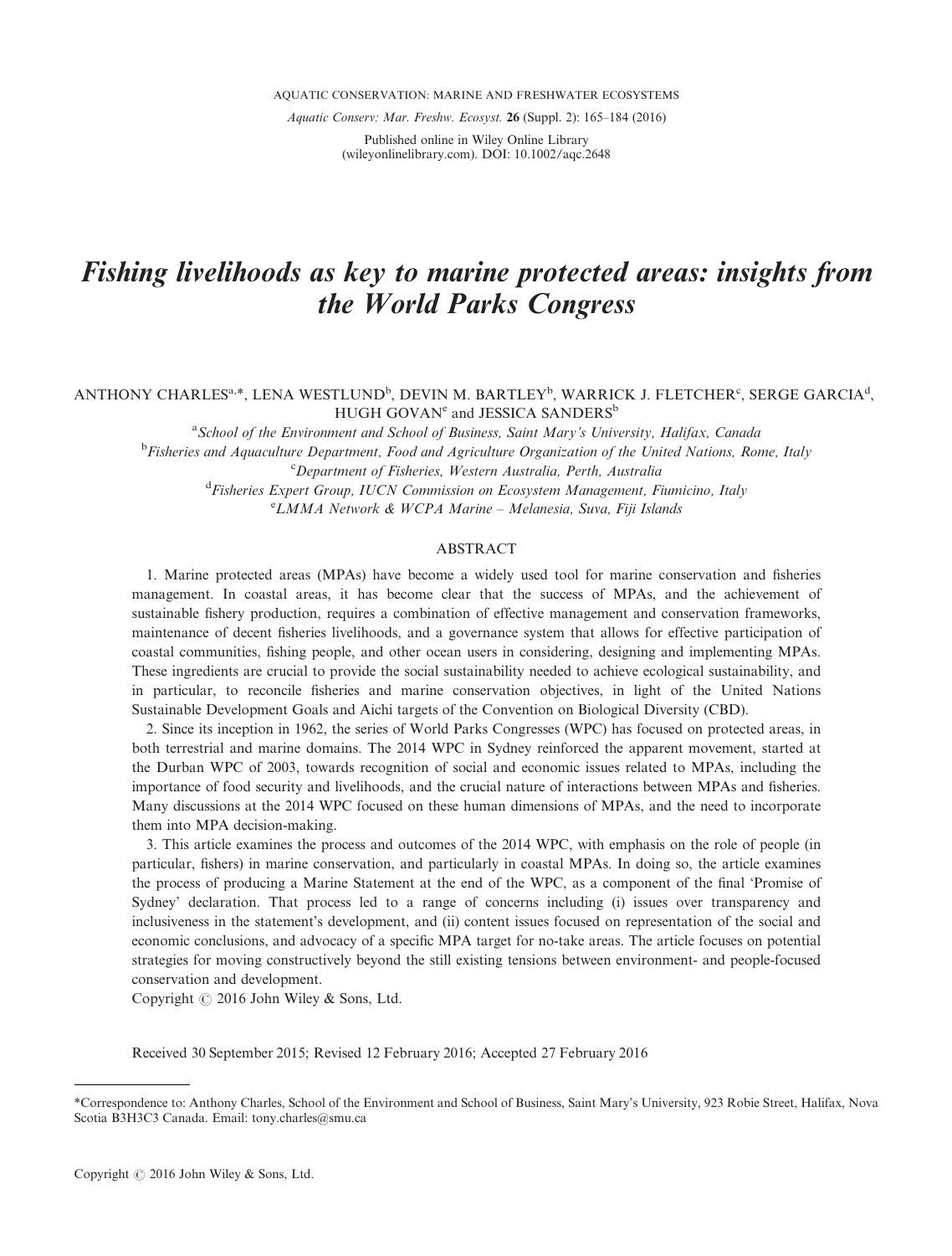# Fishing livelihoods as key to marine protected areas: insights from the World Parks Congress

ANTHONY CHARLES[a,*], LENA WESTLUND[b], DEVIN M. BARTLEY[b], WARRICK J. FLETCHER[c], SERGE GARCIA[d], HUGH GOVAN[e] and JESSICA SANDERS[b]

[a] *School of the Environment and School of Business, Saint Mary's University, Halifax, Canada*
[b] *Fisheries and Aquaculture Department, Food and Agriculture Organization of the United Nations, Rome, Italy*
[c] *Department of Fisheries, Western Australia, Perth, Australia*
[d] *Fisheries Expert Group, IUCN Commission on Ecosystem Management, Fiumicino, Italy*
[e] *LMMA Network & WCPA Marine – Melanesia, Suva, Fiji Islands*

## ABSTRACT

1. Marine protected areas (MPAs) have become a widely used tool for marine conservation and fisheries management. In coastal areas, it has become clear that the success of MPAs, and the achievement of sustainable fishery production, requires a combination of effective management and conservation frameworks, maintenance of decent fisheries livelihoods, and a governance system that allows for effective participation of coastal communities, fishing people, and other ocean users in considering, designing and implementing MPAs. These ingredients are crucial to provide the social sustainability needed to achieve ecological sustainability, and in particular, to reconcile fisheries and marine conservation objectives, in light of the United Nations Sustainable Development Goals and Aichi targets of the Convention on Biological Diversity (CBD).

2. Since its inception in 1962, the series of World Parks Congresses (WPC) has focused on protected areas, in both terrestrial and marine domains. The 2014 WPC in Sydney reinforced the apparent movement, started at the Durban WPC of 2003, towards recognition of social and economic issues related to MPAs, including the importance of food security and livelihoods, and the crucial nature of interactions between MPAs and fisheries. Many discussions at the 2014 WPC focused on these human dimensions of MPAs, and the need to incorporate them into MPA decision-making.

3. This article examines the process and outcomes of the 2014 WPC, with emphasis on the role of people (in particular, fishers) in marine conservation, and particularly in coastal MPAs. In doing so, the article examines the process of producing a Marine Statement at the end of the WPC, as a component of the final 'Promise of Sydney' declaration. That process led to a range of concerns including (i) issues over transparency and inclusiveness in the statement's development, and (ii) content issues focused on representation of the social and economic conclusions, and advocacy of a specific MPA target for no-take areas. The article focuses on potential strategies for moving constructively beyond the still existing tensions between environment- and people-focused conservation and development.

Copyright © 2016 John Wiley & Sons, Ltd.

Received 30 September 2015; Revised 12 February 2016; Accepted 27 February 2016

---

*Correspondence to: Anthony Charles, School of the Environment and School of Business, Saint Mary's University, 923 Robie Street, Halifax, Nova Scotia B3H3C3 Canada. Email: tony.charles@smu.ca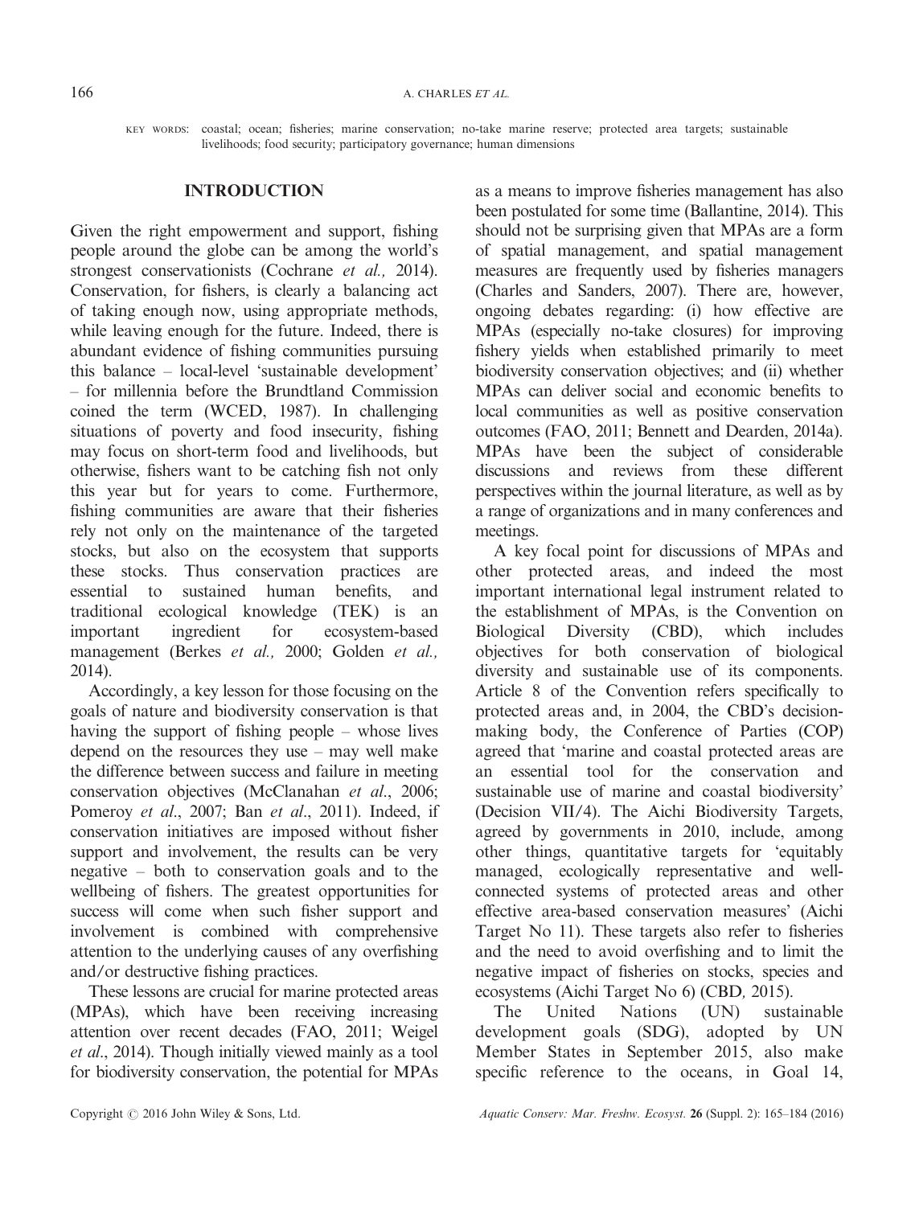KEY WORDS: coastal; ocean; fisheries; marine conservation; no-take marine reserve; protected area targets; sustainable livelihoods; food security; participatory governance; human dimensions

## INTRODUCTION

Given the right empowerment and support, fishing people around the globe can be among the world's strongest conservationists (Cochrane *et al.,* 2014). Conservation, for fishers, is clearly a balancing act of taking enough now, using appropriate methods, while leaving enough for the future. Indeed, there is abundant evidence of fishing communities pursuing this balance – local-level 'sustainable development' – for millennia before the Brundtland Commission coined the term (WCED, 1987). In challenging situations of poverty and food insecurity, fishing may focus on short-term food and livelihoods, but otherwise, fishers want to be catching fish not only this year but for years to come. Furthermore, fishing communities are aware that their fisheries rely not only on the maintenance of the targeted stocks, but also on the ecosystem that supports these stocks. Thus conservation practices are essential to sustained human benefits, and traditional ecological knowledge (TEK) is an important ingredient for ecosystem-based management (Berkes *et al.,* 2000; Golden *et al.,* 2014).

Accordingly, a key lesson for those focusing on the goals of nature and biodiversity conservation is that having the support of fishing people – whose lives depend on the resources they use – may well make the difference between success and failure in meeting conservation objectives (McClanahan *et al*., 2006; Pomeroy *et al*., 2007; Ban *et al*., 2011). Indeed, if conservation initiatives are imposed without fisher support and involvement, the results can be very negative – both to conservation goals and to the wellbeing of fishers. The greatest opportunities for success will come when such fisher support and involvement is combined with comprehensive attention to the underlying causes of any overfishing and/or destructive fishing practices.

These lessons are crucial for marine protected areas (MPAs), which have been receiving increasing attention over recent decades (FAO, 2011; Weigel *et al*., 2014). Though initially viewed mainly as a tool for biodiversity conservation, the potential for MPAs as a means to improve fisheries management has also been postulated for some time (Ballantine, 2014). This should not be surprising given that MPAs are a form of spatial management, and spatial management measures are frequently used by fisheries managers (Charles and Sanders, 2007). There are, however, ongoing debates regarding: (i) how effective are MPAs (especially no-take closures) for improving fishery yields when established primarily to meet biodiversity conservation objectives; and (ii) whether MPAs can deliver social and economic benefits to local communities as well as positive conservation outcomes (FAO, 2011; Bennett and Dearden, 2014a). MPAs have been the subject of considerable discussions and reviews from these different perspectives within the journal literature, as well as by a range of organizations and in many conferences and meetings.

A key focal point for discussions of MPAs and other protected areas, and indeed the most important international legal instrument related to the establishment of MPAs, is the Convention on Biological Diversity (CBD), which includes objectives for both conservation of biological diversity and sustainable use of its components. Article 8 of the Convention refers specifically to protected areas and, in 2004, the CBD's decision-making body, the Conference of Parties (COP) agreed that 'marine and coastal protected areas are an essential tool for the conservation and sustainable use of marine and coastal biodiversity' (Decision VII/4). The Aichi Biodiversity Targets, agreed by governments in 2010, include, among other things, quantitative targets for 'equitably managed, ecologically representative and well-connected systems of protected areas and other effective area-based conservation measures' (Aichi Target No 11). These targets also refer to fisheries and the need to avoid overfishing and to limit the negative impact of fisheries on stocks, species and ecosystems (Aichi Target No 6) (CBD*,* 2015).

The United Nations (UN) sustainable development goals (SDG), adopted by UN Member States in September 2015, also make specific reference to the oceans, in Goal 14,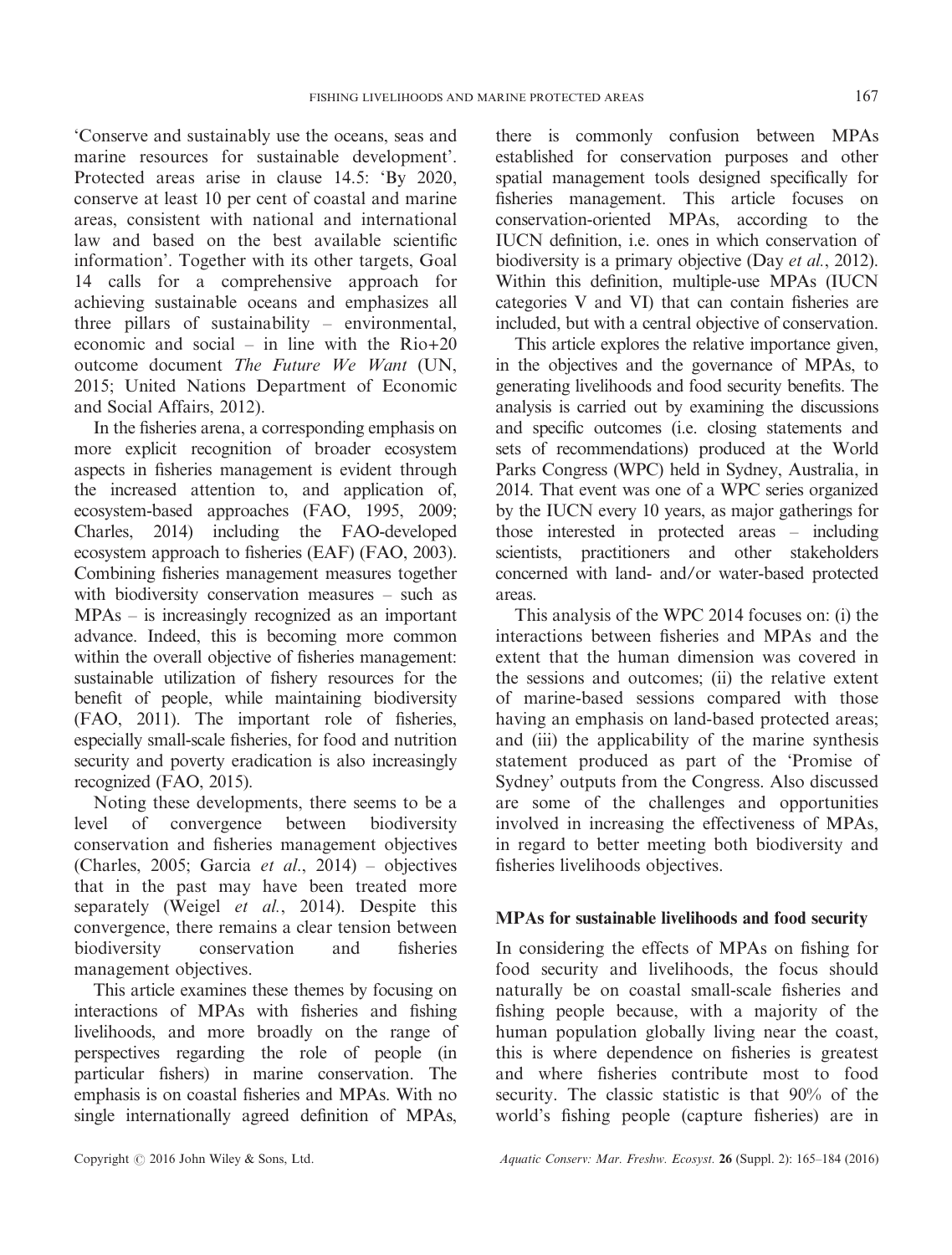'Conserve and sustainably use the oceans, seas and marine resources for sustainable development'. Protected areas arise in clause 14.5: 'By 2020, conserve at least 10 per cent of coastal and marine areas, consistent with national and international law and based on the best available scientific information'. Together with its other targets, Goal 14 calls for a comprehensive approach for achieving sustainable oceans and emphasizes all three pillars of sustainability – environmental, economic and social – in line with the Rio+20 outcome document *The Future We Want* (UN, 2015; United Nations Department of Economic and Social Affairs, 2012).

In the fisheries arena, a corresponding emphasis on more explicit recognition of broader ecosystem aspects in fisheries management is evident through the increased attention to, and application of, ecosystem-based approaches (FAO, 1995, 2009; Charles, 2014) including the FAO-developed ecosystem approach to fisheries (EAF) (FAO, 2003). Combining fisheries management measures together with biodiversity conservation measures – such as MPAs – is increasingly recognized as an important advance. Indeed, this is becoming more common within the overall objective of fisheries management: sustainable utilization of fishery resources for the benefit of people, while maintaining biodiversity (FAO, 2011). The important role of fisheries, especially small-scale fisheries, for food and nutrition security and poverty eradication is also increasingly recognized (FAO, 2015).

Noting these developments, there seems to be a level of convergence between biodiversity conservation and fisheries management objectives (Charles, 2005; Garcia *et al.*, 2014) – objectives that in the past may have been treated more separately (Weigel *et al.*, 2014). Despite this convergence, there remains a clear tension between biodiversity conservation and fisheries management objectives.

This article examines these themes by focusing on interactions of MPAs with fisheries and fishing livelihoods, and more broadly on the range of perspectives regarding the role of people (in particular fishers) in marine conservation. The emphasis is on coastal fisheries and MPAs. With no single internationally agreed definition of MPAs, there is commonly confusion between MPAs established for conservation purposes and other spatial management tools designed specifically for fisheries management. This article focuses on conservation-oriented MPAs, according to the IUCN definition, i.e. ones in which conservation of biodiversity is a primary objective (Day *et al.*, 2012). Within this definition, multiple-use MPAs (IUCN categories V and VI) that can contain fisheries are included, but with a central objective of conservation.

This article explores the relative importance given, in the objectives and the governance of MPAs, to generating livelihoods and food security benefits. The analysis is carried out by examining the discussions and specific outcomes (i.e. closing statements and sets of recommendations) produced at the World Parks Congress (WPC) held in Sydney, Australia, in 2014. That event was one of a WPC series organized by the IUCN every 10 years, as major gatherings for those interested in protected areas – including scientists, practitioners and other stakeholders concerned with land- and/or water-based protected areas.

This analysis of the WPC 2014 focuses on: (i) the interactions between fisheries and MPAs and the extent that the human dimension was covered in the sessions and outcomes; (ii) the relative extent of marine-based sessions compared with those having an emphasis on land-based protected areas; and (iii) the applicability of the marine synthesis statement produced as part of the 'Promise of Sydney' outputs from the Congress. Also discussed are some of the challenges and opportunities involved in increasing the effectiveness of MPAs, in regard to better meeting both biodiversity and fisheries livelihoods objectives.

## MPAs for sustainable livelihoods and food security

In considering the effects of MPAs on fishing for food security and livelihoods, the focus should naturally be on coastal small-scale fisheries and fishing people because, with a majority of the human population globally living near the coast, this is where dependence on fisheries is greatest and where fisheries contribute most to food security. The classic statistic is that 90% of the world's fishing people (capture fisheries) are in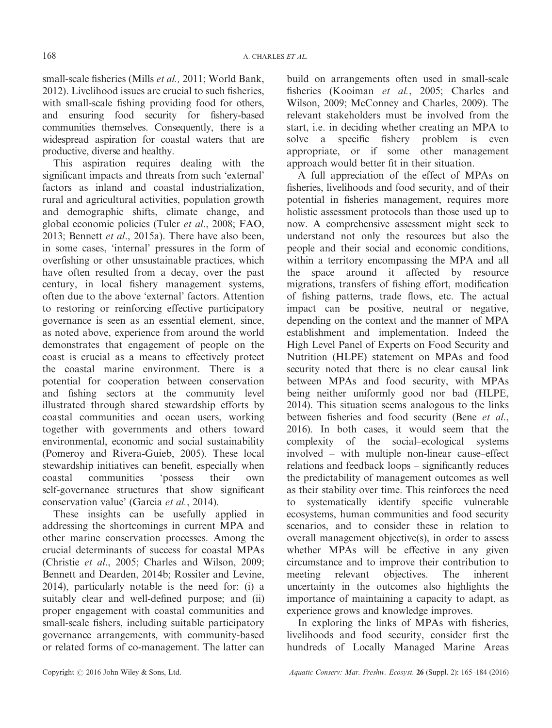small-scale fisheries (Mills *et al.,* 2011; World Bank, 2012). Livelihood issues are crucial to such fisheries, with small-scale fishing providing food for others, and ensuring food security for fishery-based communities themselves. Consequently, there is a widespread aspiration for coastal waters that are productive, diverse and healthy.

This aspiration requires dealing with the significant impacts and threats from such 'external' factors as inland and coastal industrialization, rural and agricultural activities, population growth and demographic shifts, climate change, and global economic policies (Tuler *et al.*, 2008; FAO, 2013; Bennett *et al.*, 2015a). There have also been, in some cases, 'internal' pressures in the form of overfishing or other unsustainable practices, which have often resulted from a decay, over the past century, in local fishery management systems, often due to the above 'external' factors. Attention to restoring or reinforcing effective participatory governance is seen as an essential element, since, as noted above, experience from around the world demonstrates that engagement of people on the coast is crucial as a means to effectively protect the coastal marine environment. There is a potential for cooperation between conservation and fishing sectors at the community level illustrated through shared stewardship efforts by coastal communities and ocean users, working together with governments and others toward environmental, economic and social sustainability (Pomeroy and Rivera-Guieb, 2005). These local stewardship initiatives can benefit, especially when coastal communities 'possess their own self-governance structures that show significant conservation value' (Garcia *et al.*, 2014).

These insights can be usefully applied in addressing the shortcomings in current MPA and other marine conservation processes. Among the crucial determinants of success for coastal MPAs (Christie *et al*., 2005; Charles and Wilson, 2009; Bennett and Dearden, 2014b; Rossiter and Levine, 2014), particularly notable is the need for: (i) a suitably clear and well-defined purpose; and (ii) proper engagement with coastal communities and small-scale fishers, including suitable participatory governance arrangements, with community-based or related forms of co-management. The latter can build on arrangements often used in small-scale fisheries (Kooiman *et al.*, 2005; Charles and Wilson, 2009; McConney and Charles, 2009). The relevant stakeholders must be involved from the start, i.e. in deciding whether creating an MPA to solve a specific fishery problem is even appropriate, or if some other management approach would better fit in their situation.

A full appreciation of the effect of MPAs on fisheries, livelihoods and food security, and of their potential in fisheries management, requires more holistic assessment protocols than those used up to now. A comprehensive assessment might seek to understand not only the resources but also the people and their social and economic conditions, within a territory encompassing the MPA and all the space around it affected by resource migrations, transfers of fishing effort, modification of fishing patterns, trade flows, etc. The actual impact can be positive, neutral or negative, depending on the context and the manner of MPA establishment and implementation. Indeed the High Level Panel of Experts on Food Security and Nutrition (HLPE) statement on MPAs and food security noted that there is no clear causal link between MPAs and food security, with MPAs being neither uniformly good nor bad (HLPE, 2014). This situation seems analogous to the links between fisheries and food security (Bene *et al.*, 2016). In both cases, it would seem that the complexity of the social–ecological systems involved – with multiple non-linear cause–effect relations and feedback loops – significantly reduces the predictability of management outcomes as well as their stability over time. This reinforces the need to systematically identify specific vulnerable ecosystems, human communities and food security scenarios, and to consider these in relation to overall management objective(s), in order to assess whether MPAs will be effective in any given circumstance and to improve their contribution to meeting relevant objectives. The inherent uncertainty in the outcomes also highlights the importance of maintaining a capacity to adapt, as experience grows and knowledge improves.

In exploring the links of MPAs with fisheries, livelihoods and food security, consider first the hundreds of Locally Managed Marine Areas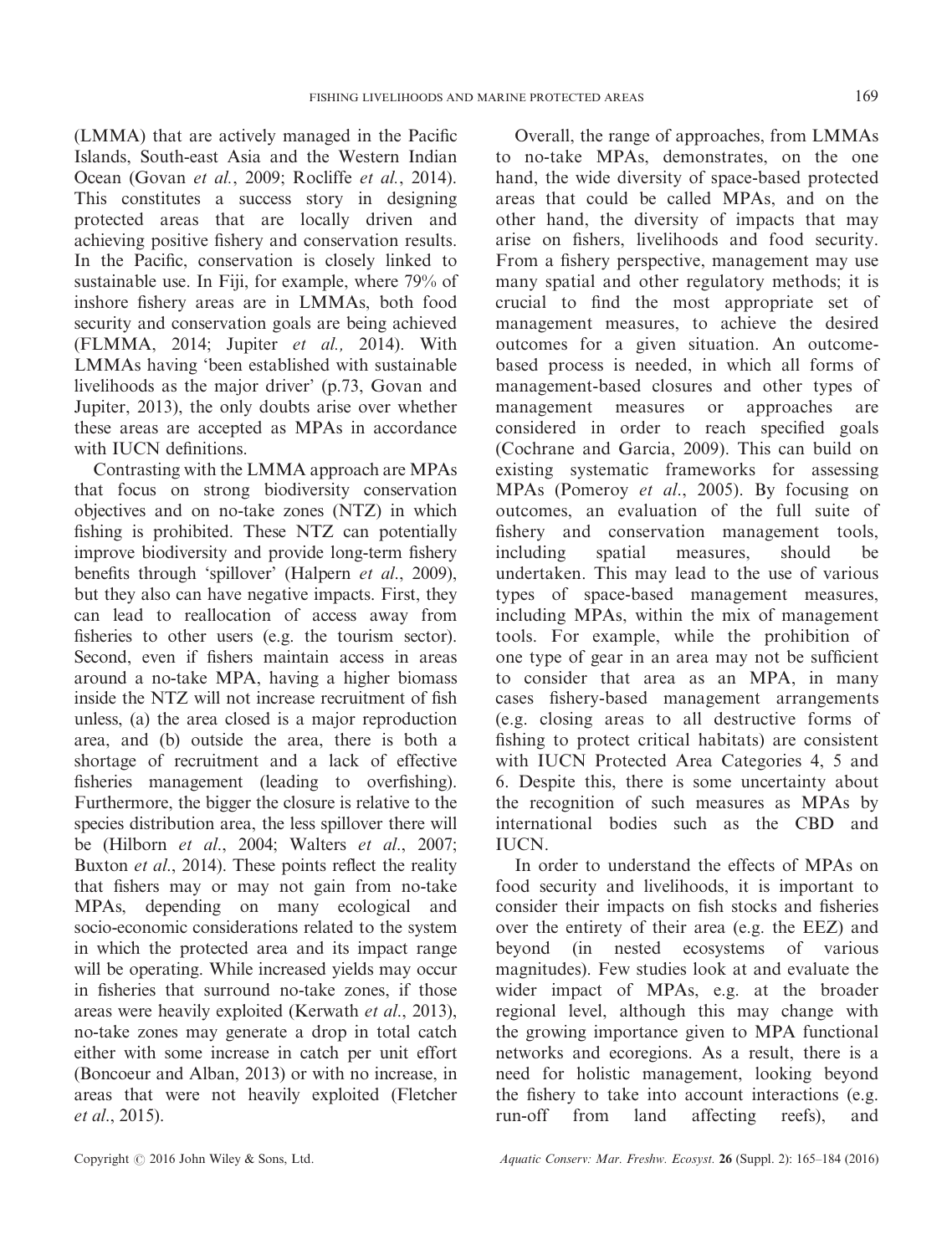(LMMA) that are actively managed in the Pacific Islands, South-east Asia and the Western Indian Ocean (Govan *et al.*, 2009; Rocliffe *et al.*, 2014). This constitutes a success story in designing protected areas that are locally driven and achieving positive fishery and conservation results. In the Pacific, conservation is closely linked to sustainable use. In Fiji, for example, where 79% of inshore fishery areas are in LMMAs, both food security and conservation goals are being achieved (FLMMA, 2014; Jupiter *et al.,* 2014). With LMMAs having 'been established with sustainable livelihoods as the major driver' (p.73, Govan and Jupiter, 2013), the only doubts arise over whether these areas are accepted as MPAs in accordance with IUCN definitions.

Contrasting with the LMMA approach are MPAs that focus on strong biodiversity conservation objectives and on no-take zones (NTZ) in which fishing is prohibited. These NTZ can potentially improve biodiversity and provide long-term fishery benefits through 'spillover' (Halpern *et al.*, 2009), but they also can have negative impacts. First, they can lead to reallocation of access away from fisheries to other users (e.g. the tourism sector). Second, even if fishers maintain access in areas around a no-take MPA, having a higher biomass inside the NTZ will not increase recruitment of fish unless, (a) the area closed is a major reproduction area, and (b) outside the area, there is both a shortage of recruitment and a lack of effective fisheries management (leading to overfishing). Furthermore, the bigger the closure is relative to the species distribution area, the less spillover there will be (Hilborn *et al.*, 2004; Walters *et al.*, 2007; Buxton *et al.*, 2014). These points reflect the reality that fishers may or may not gain from no-take MPAs, depending on many ecological and socio-economic considerations related to the system in which the protected area and its impact range will be operating. While increased yields may occur in fisheries that surround no-take zones, if those areas were heavily exploited (Kerwath *et al.*, 2013), no-take zones may generate a drop in total catch either with some increase in catch per unit effort (Boncoeur and Alban, 2013) or with no increase, in areas that were not heavily exploited (Fletcher *et al.*, 2015).

Overall, the range of approaches, from LMMAs to no-take MPAs, demonstrates, on the one hand, the wide diversity of space-based protected areas that could be called MPAs, and on the other hand, the diversity of impacts that may arise on fishers, livelihoods and food security. From a fishery perspective, management may use many spatial and other regulatory methods; it is crucial to find the most appropriate set of management measures, to achieve the desired outcomes for a given situation. An outcome-based process is needed, in which all forms of management-based closures and other types of management measures or approaches are considered in order to reach specified goals (Cochrane and Garcia, 2009). This can build on existing systematic frameworks for assessing MPAs (Pomeroy *et al.*, 2005). By focusing on outcomes, an evaluation of the full suite of fishery and conservation management tools, including spatial measures, should be undertaken. This may lead to the use of various types of space-based management measures, including MPAs, within the mix of management tools. For example, while the prohibition of one type of gear in an area may not be sufficient to consider that area as an MPA, in many cases fishery-based management arrangements (e.g. closing areas to all destructive forms of fishing to protect critical habitats) are consistent with IUCN Protected Area Categories 4, 5 and 6. Despite this, there is some uncertainty about the recognition of such measures as MPAs by international bodies such as the CBD and IUCN.

In order to understand the effects of MPAs on food security and livelihoods, it is important to consider their impacts on fish stocks and fisheries over the entirety of their area (e.g. the EEZ) and beyond (in nested ecosystems of various magnitudes). Few studies look at and evaluate the wider impact of MPAs, e.g. at the broader regional level, although this may change with the growing importance given to MPA functional networks and ecoregions. As a result, there is a need for holistic management, looking beyond the fishery to take into account interactions (e.g. run-off from land affecting reefs), and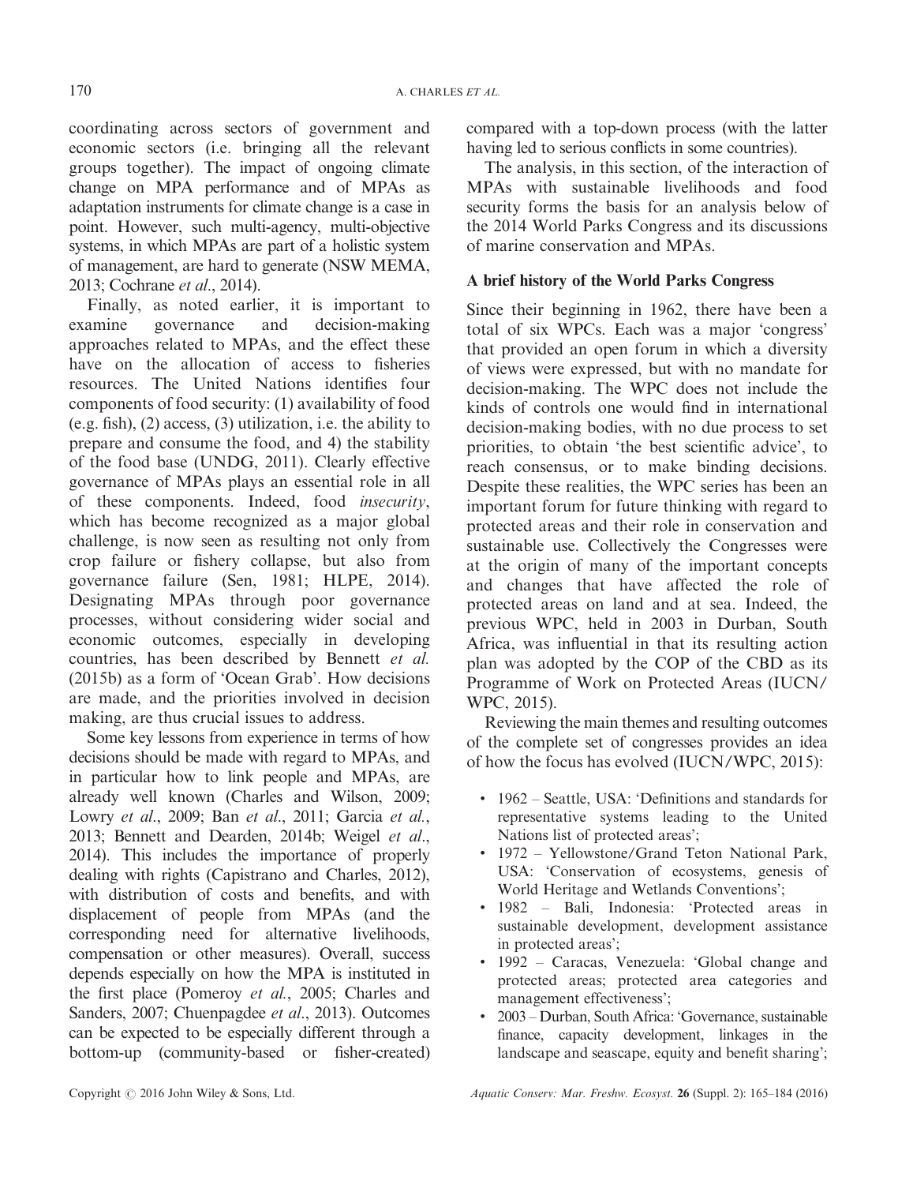coordinating across sectors of government and economic sectors (i.e. bringing all the relevant groups together). The impact of ongoing climate change on MPA performance and of MPAs as adaptation instruments for climate change is a case in point. However, such multi-agency, multi-objective systems, in which MPAs are part of a holistic system of management, are hard to generate (NSW MEMA, 2013; Cochrane *et al*., 2014).

Finally, as noted earlier, it is important to examine governance and decision-making approaches related to MPAs, and the effect these have on the allocation of access to fisheries resources. The United Nations identifies four components of food security: (1) availability of food (e.g. fish), (2) access, (3) utilization, i.e. the ability to prepare and consume the food, and 4) the stability of the food base (UNDG, 2011). Clearly effective governance of MPAs plays an essential role in all of these components. Indeed, food *insecurity*, which has become recognized as a major global challenge, is now seen as resulting not only from crop failure or fishery collapse, but also from governance failure (Sen, 1981; HLPE, 2014). Designating MPAs through poor governance processes, without considering wider social and economic outcomes, especially in developing countries, has been described by Bennett *et al.* (2015b) as a form of 'Ocean Grab'. How decisions are made, and the priorities involved in decision making, are thus crucial issues to address.

Some key lessons from experience in terms of how decisions should be made with regard to MPAs, and in particular how to link people and MPAs, are already well known (Charles and Wilson, 2009; Lowry *et al*., 2009; Ban *et al*., 2011; Garcia *et al.*, 2013; Bennett and Dearden, 2014b; Weigel *et al*., 2014). This includes the importance of properly dealing with rights (Capistrano and Charles, 2012), with distribution of costs and benefits, and with displacement of people from MPAs (and the corresponding need for alternative livelihoods, compensation or other measures). Overall, success depends especially on how the MPA is instituted in the first place (Pomeroy *et al.*, 2005; Charles and Sanders, 2007; Chuenpagdee *et al*., 2013). Outcomes can be expected to be especially different through a bottom-up (community-based or fisher-created) compared with a top-down process (with the latter having led to serious conflicts in some countries).

The analysis, in this section, of the interaction of MPAs with sustainable livelihoods and food security forms the basis for an analysis below of the 2014 World Parks Congress and its discussions of marine conservation and MPAs.

## A brief history of the World Parks Congress

Since their beginning in 1962, there have been a total of six WPCs. Each was a major 'congress' that provided an open forum in which a diversity of views were expressed, but with no mandate for decision-making. The WPC does not include the kinds of controls one would find in international decision-making bodies, with no due process to set priorities, to obtain 'the best scientific advice', to reach consensus, or to make binding decisions. Despite these realities, the WPC series has been an important forum for future thinking with regard to protected areas and their role in conservation and sustainable use. Collectively the Congresses were at the origin of many of the important concepts and changes that have affected the role of protected areas on land and at sea. Indeed, the previous WPC, held in 2003 in Durban, South Africa, was influential in that its resulting action plan was adopted by the COP of the CBD as its Programme of Work on Protected Areas (IUCN/WPC, 2015).

Reviewing the main themes and resulting outcomes of the complete set of congresses provides an idea of how the focus has evolved (IUCN/WPC, 2015):

- 1962 – Seattle, USA: 'Definitions and standards for representative systems leading to the United Nations list of protected areas';
- 1972 – Yellowstone/Grand Teton National Park, USA: 'Conservation of ecosystems, genesis of World Heritage and Wetlands Conventions';
- 1982 – Bali, Indonesia: 'Protected areas in sustainable development, development assistance in protected areas';
- 1992 – Caracas, Venezuela: 'Global change and protected areas; protected area categories and management effectiveness';
- 2003 – Durban, South Africa: 'Governance, sustainable finance, capacity development, linkages in the landscape and seascape, equity and benefit sharing';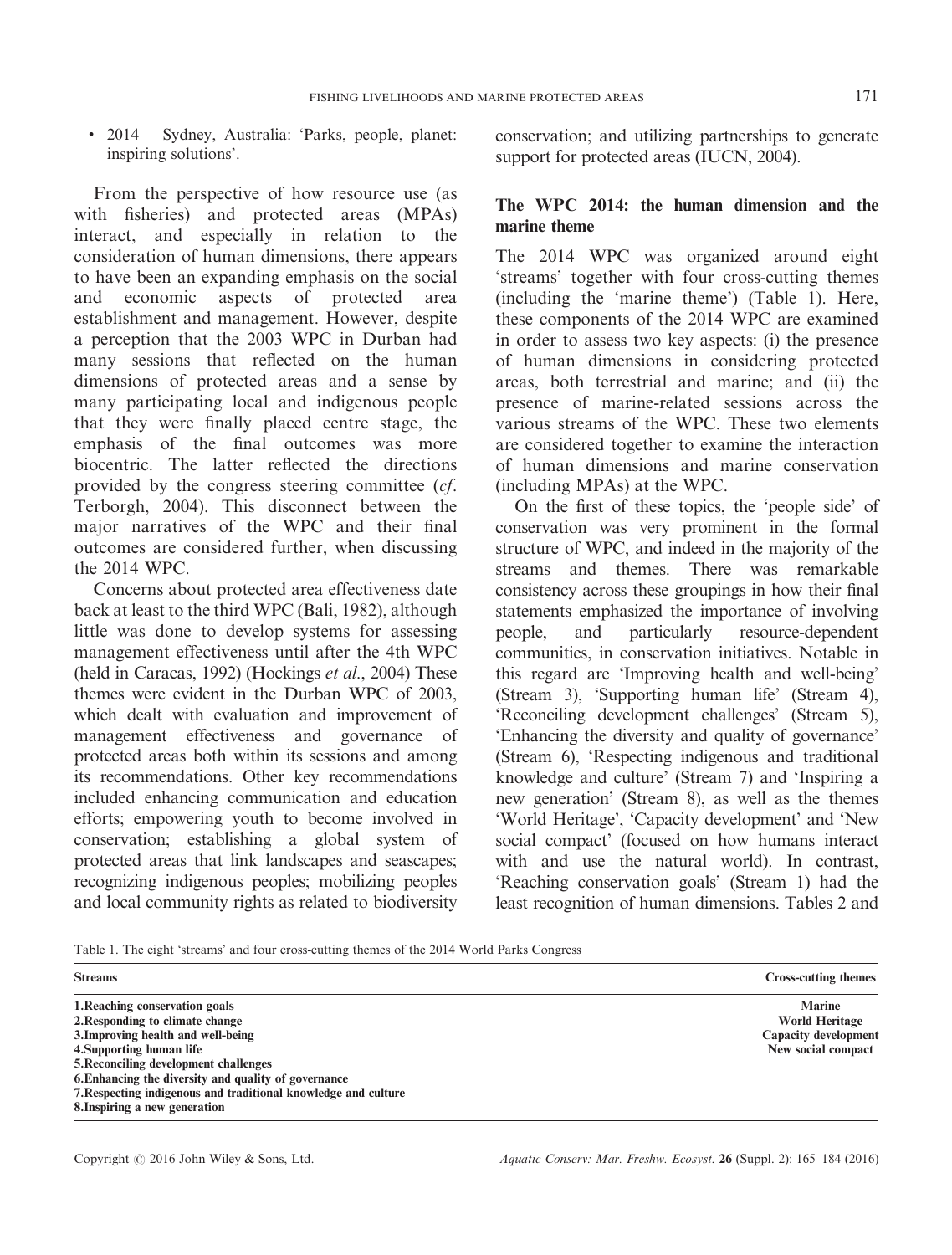- 2014 – Sydney, Australia: 'Parks, people, planet: inspiring solutions'.

From the perspective of how resource use (as with fisheries) and protected areas (MPAs) interact, and especially in relation to the consideration of human dimensions, there appears to have been an expanding emphasis on the social and economic aspects of protected area establishment and management. However, despite a perception that the 2003 WPC in Durban had many sessions that reflected on the human dimensions of protected areas and a sense by many participating local and indigenous people that they were finally placed centre stage, the emphasis of the final outcomes was more biocentric. The latter reflected the directions provided by the congress steering committee (*cf*. Terborgh, 2004). This disconnect between the major narratives of the WPC and their final outcomes are considered further, when discussing the 2014 WPC.

Concerns about protected area effectiveness date back at least to the third WPC (Bali, 1982), although little was done to develop systems for assessing management effectiveness until after the 4th WPC (held in Caracas, 1992) (Hockings *et al*., 2004) These themes were evident in the Durban WPC of 2003, which dealt with evaluation and improvement of management effectiveness and governance of protected areas both within its sessions and among its recommendations. Other key recommendations included enhancing communication and education efforts; empowering youth to become involved in conservation; establishing a global system of protected areas that link landscapes and seascapes; recognizing indigenous peoples; mobilizing peoples and local community rights as related to biodiversity conservation; and utilizing partnerships to generate support for protected areas (IUCN, 2004).

## The WPC 2014: the human dimension and the marine theme

The 2014 WPC was organized around eight 'streams' together with four cross-cutting themes (including the 'marine theme') (Table 1). Here, these components of the 2014 WPC are examined in order to assess two key aspects: (i) the presence of human dimensions in considering protected areas, both terrestrial and marine; and (ii) the presence of marine-related sessions across the various streams of the WPC. These two elements are considered together to examine the interaction of human dimensions and marine conservation (including MPAs) at the WPC.

On the first of these topics, the 'people side' of conservation was very prominent in the formal structure of WPC, and indeed in the majority of the streams and themes. There was remarkable consistency across these groupings in how their final statements emphasized the importance of involving people, and particularly resource-dependent communities, in conservation initiatives. Notable in this regard are 'Improving health and well-being' (Stream 3), 'Supporting human life' (Stream 4), 'Reconciling development challenges' (Stream 5), 'Enhancing the diversity and quality of governance' (Stream 6), 'Respecting indigenous and traditional knowledge and culture' (Stream 7) and 'Inspiring a new generation' (Stream 8), as well as the themes 'World Heritage', 'Capacity development' and 'New social compact' (focused on how humans interact with and use the natural world). In contrast, 'Reaching conservation goals' (Stream 1) had the least recognition of human dimensions. Tables 2 and

Table 1. The eight 'streams' and four cross-cutting themes of the 2014 World Parks Congress

| Streams | Cross-cutting themes |
|---|---|
| **1.Reaching conservation goals** | **Marine** |
| **2.Responding to climate change** | **World Heritage** |
| **3.Improving health and well-being** | **Capacity development** |
| **4.Supporting human life** | **New social compact** |
| **5.Reconciling development challenges** | |
| **6.Enhancing the diversity and quality of governance** | |
| **7.Respecting indigenous and traditional knowledge and culture** | |
| **8.Inspiring a new generation** | |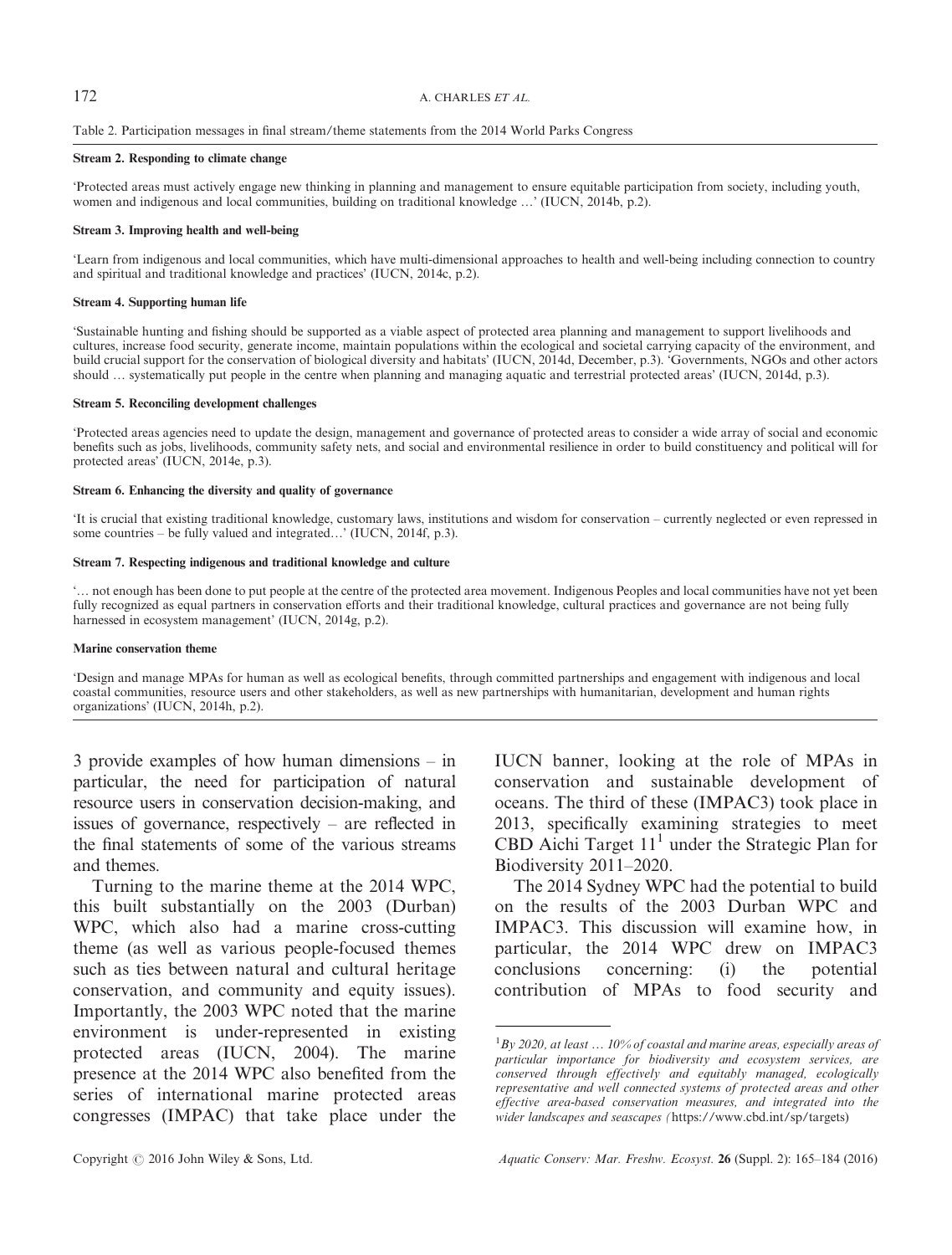Table 2. Participation messages in final stream/theme statements from the 2014 World Parks Congress

**Stream 2. Responding to climate change**

'Protected areas must actively engage new thinking in planning and management to ensure equitable participation from society, including youth, women and indigenous and local communities, building on traditional knowledge …' (IUCN, 2014b, p.2).

**Stream 3. Improving health and well-being**

'Learn from indigenous and local communities, which have multi-dimensional approaches to health and well-being including connection to country and spiritual and traditional knowledge and practices' (IUCN, 2014c, p.2).

**Stream 4. Supporting human life**

'Sustainable hunting and fishing should be supported as a viable aspect of protected area planning and management to support livelihoods and cultures, increase food security, generate income, maintain populations within the ecological and societal carrying capacity of the environment, and build crucial support for the conservation of biological diversity and habitats' (IUCN, 2014d, December, p.3). 'Governments, NGOs and other actors should … systematically put people in the centre when planning and managing aquatic and terrestrial protected areas' (IUCN, 2014d, p.3).

**Stream 5. Reconciling development challenges**

'Protected areas agencies need to update the design, management and governance of protected areas to consider a wide array of social and economic benefits such as jobs, livelihoods, community safety nets, and social and environmental resilience in order to build constituency and political will for protected areas' (IUCN, 2014e, p.3).

**Stream 6. Enhancing the diversity and quality of governance**

'It is crucial that existing traditional knowledge, customary laws, institutions and wisdom for conservation – currently neglected or even repressed in some countries – be fully valued and integrated…' (IUCN, 2014f, p.3).

**Stream 7. Respecting indigenous and traditional knowledge and culture**

'… not enough has been done to put people at the centre of the protected area movement. Indigenous Peoples and local communities have not yet been fully recognized as equal partners in conservation efforts and their traditional knowledge, cultural practices and governance are not being fully harnessed in ecosystem management' (IUCN, 2014g, p.2).

**Marine conservation theme**

'Design and manage MPAs for human as well as ecological benefits, through committed partnerships and engagement with indigenous and local coastal communities, resource users and other stakeholders, as well as new partnerships with humanitarian, development and human rights organizations' (IUCN, 2014h, p.2).

3 provide examples of how human dimensions – in particular, the need for participation of natural resource users in conservation decision-making, and issues of governance, respectively – are reflected in the final statements of some of the various streams and themes.

Turning to the marine theme at the 2014 WPC, this built substantially on the 2003 (Durban) WPC, which also had a marine cross-cutting theme (as well as various people-focused themes such as ties between natural and cultural heritage conservation, and community and equity issues). Importantly, the 2003 WPC noted that the marine environment is under-represented in existing protected areas (IUCN, 2004). The marine presence at the 2014 WPC also benefited from the series of international marine protected areas congresses (IMPAC) that take place under the IUCN banner, looking at the role of MPAs in conservation and sustainable development of oceans. The third of these (IMPAC3) took place in 2013, specifically examining strategies to meet CBD Aichi Target 11[1] under the Strategic Plan for Biodiversity 2011–2020.

The 2014 Sydney WPC had the potential to build on the results of the 2003 Durban WPC and IMPAC3. This discussion will examine how, in particular, the 2014 WPC drew on IMPAC3 conclusions concerning: (i) the potential contribution of MPAs to food security and

[1] *By 2020, at least … 10% of coastal and marine areas, especially areas of particular importance for biodiversity and ecosystem services, are conserved through effectively and equitably managed, ecologically representative and well connected systems of protected areas and other effective area-based conservation measures, and integrated into the wider landscapes and seascapes (*https://www.cbd.int/sp/targets)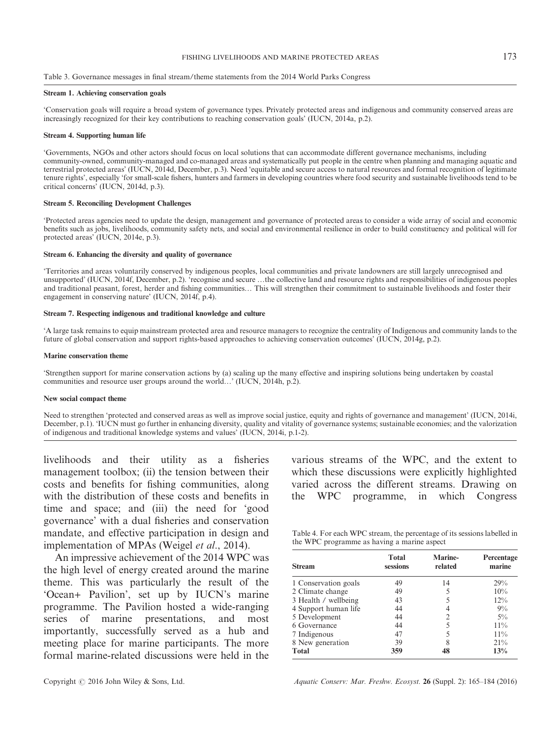Table 3. Governance messages in final stream/theme statements from the 2014 World Parks Congress

**Stream 1. Achieving conservation goals**

'Conservation goals will require a broad system of governance types. Privately protected areas and indigenous and community conserved areas are increasingly recognized for their key contributions to reaching conservation goals' (IUCN, 2014a, p.2).

**Stream 4. Supporting human life**

'Governments, NGOs and other actors should focus on local solutions that can accommodate different governance mechanisms, including community-owned, community-managed and co-managed areas and systematically put people in the centre when planning and managing aquatic and terrestrial protected areas' (IUCN, 2014d, December, p.3). Need 'equitable and secure access to natural resources and formal recognition of legitimate tenure rights', especially 'for small-scale fishers, hunters and farmers in developing countries where food security and sustainable livelihoods tend to be critical concerns' (IUCN, 2014d, p.3).

**Stream 5. Reconciling Development Challenges**

'Protected areas agencies need to update the design, management and governance of protected areas to consider a wide array of social and economic benefits such as jobs, livelihoods, community safety nets, and social and environmental resilience in order to build constituency and political will for protected areas' (IUCN, 2014e, p.3).

**Stream 6. Enhancing the diversity and quality of governance**

'Territories and areas voluntarily conserved by indigenous peoples, local communities and private landowners are still largely unrecognised and unsupported' (IUCN, 2014f, December, p.2). 'recognise and secure …the collective land and resource rights and responsibilities of indigenous peoples and traditional peasant, forest, herder and fishing communities… This will strengthen their commitment to sustainable livelihoods and foster their engagement in conserving nature' (IUCN, 2014f, p.4).

**Stream 7. Respecting indigenous and traditional knowledge and culture**

'A large task remains to equip mainstream protected area and resource managers to recognize the centrality of Indigenous and community lands to the future of global conservation and support rights-based approaches to achieving conservation outcomes' (IUCN, 2014g, p.2).

**Marine conservation theme**

'Strengthen support for marine conservation actions by (a) scaling up the many effective and inspiring solutions being undertaken by coastal communities and resource user groups around the world…' (IUCN, 2014h, p.2).

**New social compact theme**

Need to strengthen 'protected and conserved areas as well as improve social justice, equity and rights of governance and management' (IUCN, 2014i, December, p.1). 'IUCN must go further in enhancing diversity, quality and vitality of governance systems; sustainable economies; and the valorization of indigenous and traditional knowledge systems and values' (IUCN, 2014i, p.1-2).

livelihoods and their utility as a fisheries management toolbox; (ii) the tension between their costs and benefits for fishing communities, along with the distribution of these costs and benefits in time and space; and (iii) the need for 'good governance' with a dual fisheries and conservation mandate, and effective participation in design and implementation of MPAs (Weigel *et al*., 2014).

An impressive achievement of the 2014 WPC was the high level of energy created around the marine theme. This was particularly the result of the 'Ocean+ Pavilion', set up by IUCN's marine programme. The Pavilion hosted a wide-ranging series of marine presentations, and most importantly, successfully served as a hub and meeting place for marine participants. The more formal marine-related discussions were held in the various streams of the WPC, and the extent to which these discussions were explicitly highlighted varied across the different streams. Drawing on the WPC programme, in which Congress

Table 4. For each WPC stream, the percentage of its sessions labelled in the WPC programme as having a marine aspect

| Stream | Total sessions | Marine-related | Percentage marine |
|---|---|---|---|
| 1 Conservation goals | 49 | 14 | 29% |
| 2 Climate change | 49 | 5 | 10% |
| 3 Health / wellbeing | 43 | 5 | 12% |
| 4 Support human life | 44 | 4 | 9% |
| 5 Development | 44 | 2 | 5% |
| 6 Governance | 44 | 5 | 11% |
| 7 Indigenous | 47 | 5 | 11% |
| 8 New generation | 39 | 8 | 21% |
| **Total** | **359** | **48** | **13%** |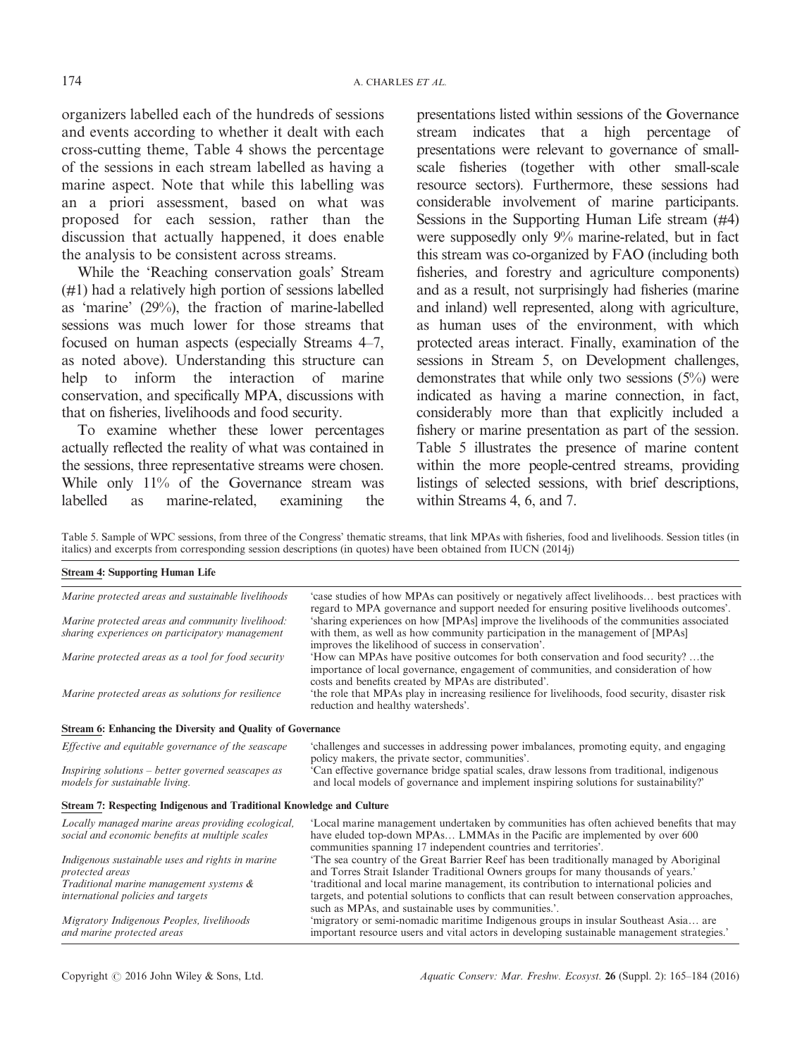organizers labelled each of the hundreds of sessions and events according to whether it dealt with each cross-cutting theme, Table 4 shows the percentage of the sessions in each stream labelled as having a marine aspect. Note that while this labelling was an a priori assessment, based on what was proposed for each session, rather than the discussion that actually happened, it does enable the analysis to be consistent across streams.

While the 'Reaching conservation goals' Stream (#1) had a relatively high portion of sessions labelled as 'marine' (29%), the fraction of marine-labelled sessions was much lower for those streams that focused on human aspects (especially Streams 4–7, as noted above). Understanding this structure can help to inform the interaction of marine conservation, and specifically MPA, discussions with that on fisheries, livelihoods and food security.

To examine whether these lower percentages actually reflected the reality of what was contained in the sessions, three representative streams were chosen. While only 11% of the Governance stream was labelled as marine-related, examining the presentations listed within sessions of the Governance stream indicates that a high percentage of presentations were relevant to governance of small-scale fisheries (together with other small-scale resource sectors). Furthermore, these sessions had considerable involvement of marine participants. Sessions in the Supporting Human Life stream (#4) were supposedly only 9% marine-related, but in fact this stream was co-organized by FAO (including both fisheries, and forestry and agriculture components) and as a result, not surprisingly had fisheries (marine and inland) well represented, along with agriculture, as human uses of the environment, with which protected areas interact. Finally, examination of the sessions in Stream 5, on Development challenges, demonstrates that while only two sessions (5%) were indicated as having a marine connection, in fact, considerably more than that explicitly included a fishery or marine presentation as part of the session. Table 5 illustrates the presence of marine content within the more people-centred streams, providing listings of selected sessions, with brief descriptions, within Streams 4, 6, and 7.

Table 5. Sample of WPC sessions, from three of the Congress' thematic streams, that link MPAs with fisheries, food and livelihoods. Session titles (in italics) and excerpts from corresponding session descriptions (in quotes) have been obtained from IUCN (2014j)

| | |
|---|---|
| **Stream 4: Supporting Human Life** | |
| *Marine protected areas and sustainable livelihoods* | 'case studies of how MPAs can positively or negatively affect livelihoods… best practices with regard to MPA governance and support needed for ensuring positive livelihoods outcomes'. |
| *Marine protected areas and community livelihood: sharing experiences on participatory management* | 'sharing experiences on how [MPAs] improve the livelihoods of the communities associated with them, as well as how community participation in the management of [MPAs] improves the likelihood of success in conservation'. |
| *Marine protected areas as a tool for food security* | 'How can MPAs have positive outcomes for both conservation and food security? …the importance of local governance, engagement of communities, and consideration of how costs and benefits created by MPAs are distributed'. |
| *Marine protected areas as solutions for resilience* | 'the role that MPAs play in increasing resilience for livelihoods, food security, disaster risk reduction and healthy watersheds'. |
| **Stream 6: Enhancing the Diversity and Quality of Governance** | |
| *Effective and equitable governance of the seascape* | 'challenges and successes in addressing power imbalances, promoting equity, and engaging policy makers, the private sector, communities'. |
| *Inspiring solutions – better governed seascapes as models for sustainable living.* | 'Can effective governance bridge spatial scales, draw lessons from traditional, indigenous and local models of governance and implement inspiring solutions for sustainability?' |
| **Stream 7: Respecting Indigenous and Traditional Knowledge and Culture** | |
| *Locally managed marine areas providing ecological, social and economic benefits at multiple scales* | 'Local marine management undertaken by communities has often achieved benefits that may have eluded top-down MPAs… LMMAs in the Pacific are implemented by over 600 communities spanning 17 independent countries and territories'. |
| *Indigenous sustainable uses and rights in marine protected areas* | 'The sea country of the Great Barrier Reef has been traditionally managed by Aboriginal and Torres Strait Islander Traditional Owners groups for many thousands of years.' |
| *Traditional marine management systems & international policies and targets* | 'traditional and local marine management, its contribution to international policies and targets, and potential solutions to conflicts that can result between conservation approaches, such as MPAs, and sustainable uses by communities.'. |
| *Migratory Indigenous Peoples, livelihoods and marine protected areas* | 'migratory or semi-nomadic maritime Indigenous groups in insular Southeast Asia… are important resource users and vital actors in developing sustainable management strategies.' |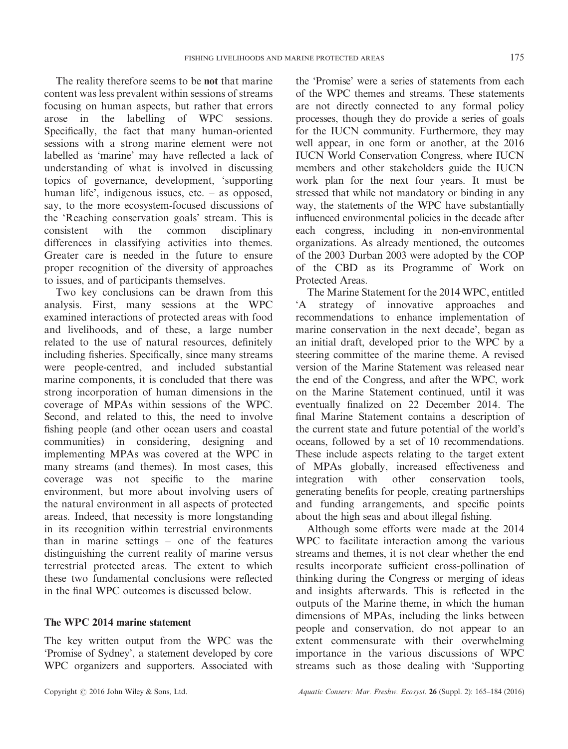The reality therefore seems to be **not** that marine content was less prevalent within sessions of streams focusing on human aspects, but rather that errors arose in the labelling of WPC sessions. Specifically, the fact that many human-oriented sessions with a strong marine element were not labelled as 'marine' may have reflected a lack of understanding of what is involved in discussing topics of governance, development, 'supporting human life', indigenous issues, etc. – as opposed, say, to the more ecosystem-focused discussions of the 'Reaching conservation goals' stream. This is consistent with the common disciplinary differences in classifying activities into themes. Greater care is needed in the future to ensure proper recognition of the diversity of approaches to issues, and of participants themselves.

Two key conclusions can be drawn from this analysis. First, many sessions at the WPC examined interactions of protected areas with food and livelihoods, and of these, a large number related to the use of natural resources, definitely including fisheries. Specifically, since many streams were people-centred, and included substantial marine components, it is concluded that there was strong incorporation of human dimensions in the coverage of MPAs within sessions of the WPC. Second, and related to this, the need to involve fishing people (and other ocean users and coastal communities) in considering, designing and implementing MPAs was covered at the WPC in many streams (and themes). In most cases, this coverage was not specific to the marine environment, but more about involving users of the natural environment in all aspects of protected areas. Indeed, that necessity is more longstanding in its recognition within terrestrial environments than in marine settings – one of the features distinguishing the current reality of marine versus terrestrial protected areas. The extent to which these two fundamental conclusions were reflected in the final WPC outcomes is discussed below.

## The WPC 2014 marine statement

The key written output from the WPC was the 'Promise of Sydney', a statement developed by core WPC organizers and supporters. Associated with the 'Promise' were a series of statements from each of the WPC themes and streams. These statements are not directly connected to any formal policy processes, though they do provide a series of goals for the IUCN community. Furthermore, they may well appear, in one form or another, at the 2016 IUCN World Conservation Congress, where IUCN members and other stakeholders guide the IUCN work plan for the next four years. It must be stressed that while not mandatory or binding in any way, the statements of the WPC have substantially influenced environmental policies in the decade after each congress, including in non-environmental organizations. As already mentioned, the outcomes of the 2003 Durban 2003 were adopted by the COP of the CBD as its Programme of Work on Protected Areas.

The Marine Statement for the 2014 WPC, entitled 'A strategy of innovative approaches and recommendations to enhance implementation of marine conservation in the next decade', began as an initial draft, developed prior to the WPC by a steering committee of the marine theme. A revised version of the Marine Statement was released near the end of the Congress, and after the WPC, work on the Marine Statement continued, until it was eventually finalized on 22 December 2014. The final Marine Statement contains a description of the current state and future potential of the world's oceans, followed by a set of 10 recommendations. These include aspects relating to the target extent of MPAs globally, increased effectiveness and integration with other conservation tools, generating benefits for people, creating partnerships and funding arrangements, and specific points about the high seas and about illegal fishing.

Although some efforts were made at the 2014 WPC to facilitate interaction among the various streams and themes, it is not clear whether the end results incorporate sufficient cross-pollination of thinking during the Congress or merging of ideas and insights afterwards. This is reflected in the outputs of the Marine theme, in which the human dimensions of MPAs, including the links between people and conservation, do not appear to an extent commensurate with their overwhelming importance in the various discussions of WPC streams such as those dealing with 'Supporting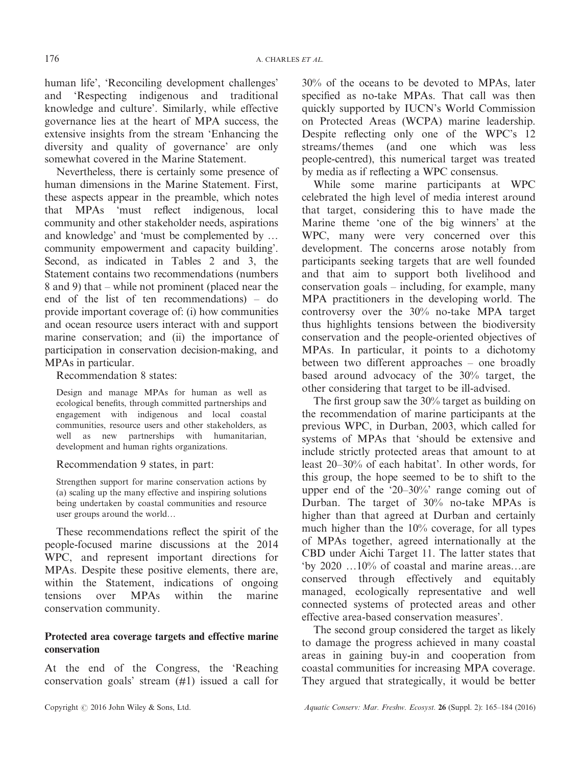human life', 'Reconciling development challenges' and 'Respecting indigenous and traditional knowledge and culture'. Similarly, while effective governance lies at the heart of MPA success, the extensive insights from the stream 'Enhancing the diversity and quality of governance' are only somewhat covered in the Marine Statement.

Nevertheless, there is certainly some presence of human dimensions in the Marine Statement. First, these aspects appear in the preamble, which notes that MPAs 'must reflect indigenous, local community and other stakeholder needs, aspirations and knowledge' and 'must be complemented by … community empowerment and capacity building'. Second, as indicated in Tables 2 and 3, the Statement contains two recommendations (numbers 8 and 9) that – while not prominent (placed near the end of the list of ten recommendations) – do provide important coverage of: (i) how communities and ocean resource users interact with and support marine conservation; and (ii) the importance of participation in conservation decision-making, and MPAs in particular.

Recommendation 8 states:

> Design and manage MPAs for human as well as ecological benefits, through committed partnerships and engagement with indigenous and local coastal communities, resource users and other stakeholders, as well as new partnerships with humanitarian, development and human rights organizations.

Recommendation 9 states, in part:

> Strengthen support for marine conservation actions by (a) scaling up the many effective and inspiring solutions being undertaken by coastal communities and resource user groups around the world…

These recommendations reflect the spirit of the people-focused marine discussions at the 2014 WPC, and represent important directions for MPAs. Despite these positive elements, there are, within the Statement, indications of ongoing tensions over MPAs within the marine conservation community.

## Protected area coverage targets and effective marine conservation

At the end of the Congress, the 'Reaching conservation goals' stream (#1) issued a call for 30% of the oceans to be devoted to MPAs, later specified as no-take MPAs. That call was then quickly supported by IUCN's World Commission on Protected Areas (WCPA) marine leadership. Despite reflecting only one of the WPC's 12 streams/themes (and one which was less people-centred), this numerical target was treated by media as if reflecting a WPC consensus.

While some marine participants at WPC celebrated the high level of media interest around that target, considering this to have made the Marine theme 'one of the big winners' at the WPC, many were very concerned over this development. The concerns arose notably from participants seeking targets that are well founded and that aim to support both livelihood and conservation goals – including, for example, many MPA practitioners in the developing world. The controversy over the 30% no-take MPA target thus highlights tensions between the biodiversity conservation and the people-oriented objectives of MPAs. In particular, it points to a dichotomy between two different approaches – one broadly based around advocacy of the 30% target, the other considering that target to be ill-advised.

The first group saw the 30% target as building on the recommendation of marine participants at the previous WPC, in Durban, 2003, which called for systems of MPAs that 'should be extensive and include strictly protected areas that amount to at least 20–30% of each habitat'. In other words, for this group, the hope seemed to be to shift to the upper end of the '20–30%' range coming out of Durban. The target of 30% no-take MPAs is higher than that agreed at Durban and certainly much higher than the 10% coverage, for all types of MPAs together, agreed internationally at the CBD under Aichi Target 11. The latter states that 'by 2020 …10% of coastal and marine areas…are conserved through effectively and equitably managed, ecologically representative and well connected systems of protected areas and other effective area-based conservation measures'.

The second group considered the target as likely to damage the progress achieved in many coastal areas in gaining buy-in and cooperation from coastal communities for increasing MPA coverage. They argued that strategically, it would be better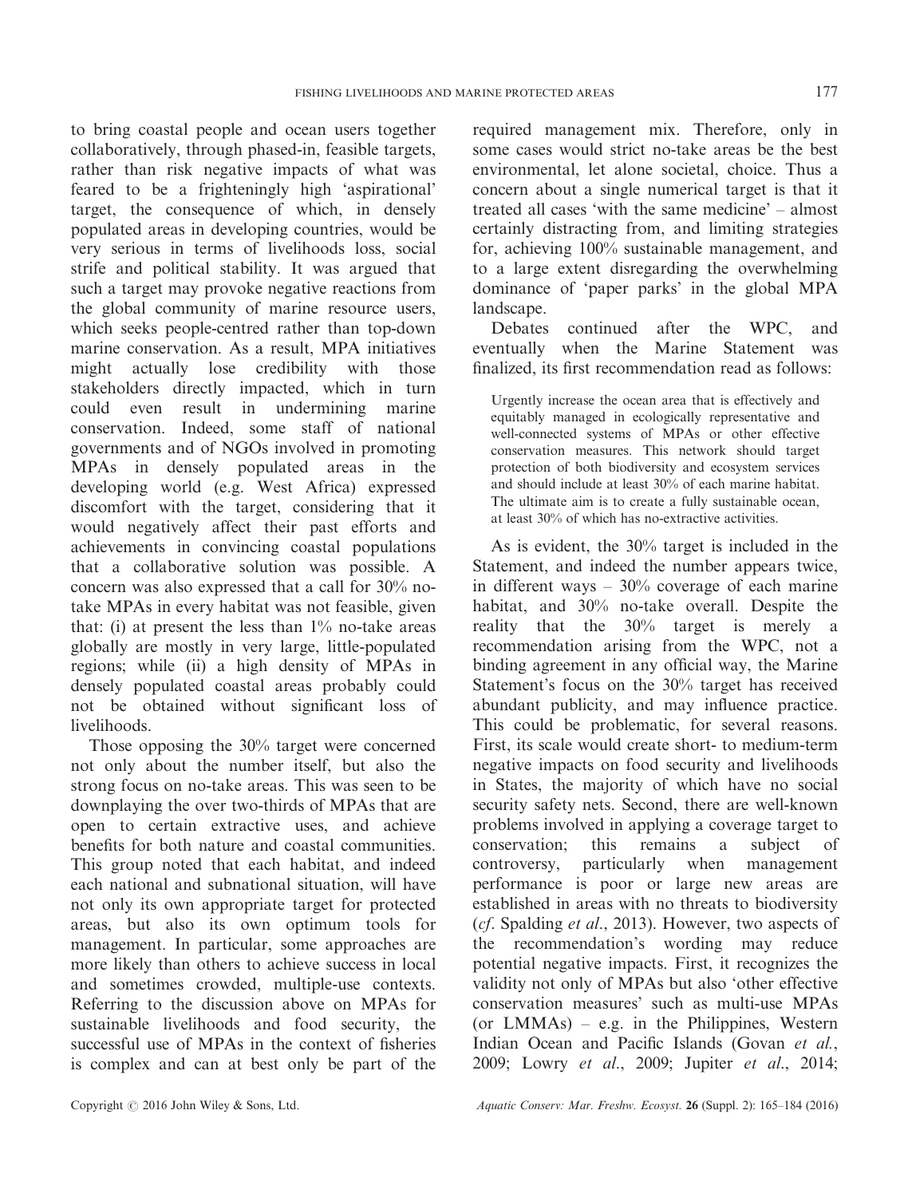to bring coastal people and ocean users together collaboratively, through phased-in, feasible targets, rather than risk negative impacts of what was feared to be a frighteningly high 'aspirational' target, the consequence of which, in densely populated areas in developing countries, would be very serious in terms of livelihoods loss, social strife and political stability. It was argued that such a target may provoke negative reactions from the global community of marine resource users, which seeks people-centred rather than top-down marine conservation. As a result, MPA initiatives might actually lose credibility with those stakeholders directly impacted, which in turn could even result in undermining marine conservation. Indeed, some staff of national governments and of NGOs involved in promoting MPAs in densely populated areas in the developing world (e.g. West Africa) expressed discomfort with the target, considering that it would negatively affect their past efforts and achievements in convincing coastal populations that a collaborative solution was possible. A concern was also expressed that a call for 30% no-take MPAs in every habitat was not feasible, given that: (i) at present the less than 1% no-take areas globally are mostly in very large, little-populated regions; while (ii) a high density of MPAs in densely populated coastal areas probably could not be obtained without significant loss of livelihoods.

Those opposing the 30% target were concerned not only about the number itself, but also the strong focus on no-take areas. This was seen to be downplaying the over two-thirds of MPAs that are open to certain extractive uses, and achieve benefits for both nature and coastal communities. This group noted that each habitat, and indeed each national and subnational situation, will have not only its own appropriate target for protected areas, but also its own optimum tools for management. In particular, some approaches are more likely than others to achieve success in local and sometimes crowded, multiple-use contexts. Referring to the discussion above on MPAs for sustainable livelihoods and food security, the successful use of MPAs in the context of fisheries is complex and can at best only be part of the required management mix. Therefore, only in some cases would strict no-take areas be the best environmental, let alone societal, choice. Thus a concern about a single numerical target is that it treated all cases 'with the same medicine' – almost certainly distracting from, and limiting strategies for, achieving 100% sustainable management, and to a large extent disregarding the overwhelming dominance of 'paper parks' in the global MPA landscape.

Debates continued after the WPC, and eventually when the Marine Statement was finalized, its first recommendation read as follows:

> Urgently increase the ocean area that is effectively and equitably managed in ecologically representative and well-connected systems of MPAs or other effective conservation measures. This network should target protection of both biodiversity and ecosystem services and should include at least 30% of each marine habitat. The ultimate aim is to create a fully sustainable ocean, at least 30% of which has no-extractive activities.

As is evident, the 30% target is included in the Statement, and indeed the number appears twice, in different ways – 30% coverage of each marine habitat, and 30% no-take overall. Despite the reality that the 30% target is merely a recommendation arising from the WPC, not a binding agreement in any official way, the Marine Statement's focus on the 30% target has received abundant publicity, and may influence practice. This could be problematic, for several reasons. First, its scale would create short- to medium-term negative impacts on food security and livelihoods in States, the majority of which have no social security safety nets. Second, there are well-known problems involved in applying a coverage target to conservation; this remains a subject of controversy, particularly when management performance is poor or large new areas are established in areas with no threats to biodiversity (*cf*. Spalding *et al*., 2013). However, two aspects of the recommendation's wording may reduce potential negative impacts. First, it recognizes the validity not only of MPAs but also 'other effective conservation measures' such as multi-use MPAs (or LMMAs) – e.g. in the Philippines, Western Indian Ocean and Pacific Islands (Govan *et al*., 2009; Lowry *et al*., 2009; Jupiter *et al*., 2014;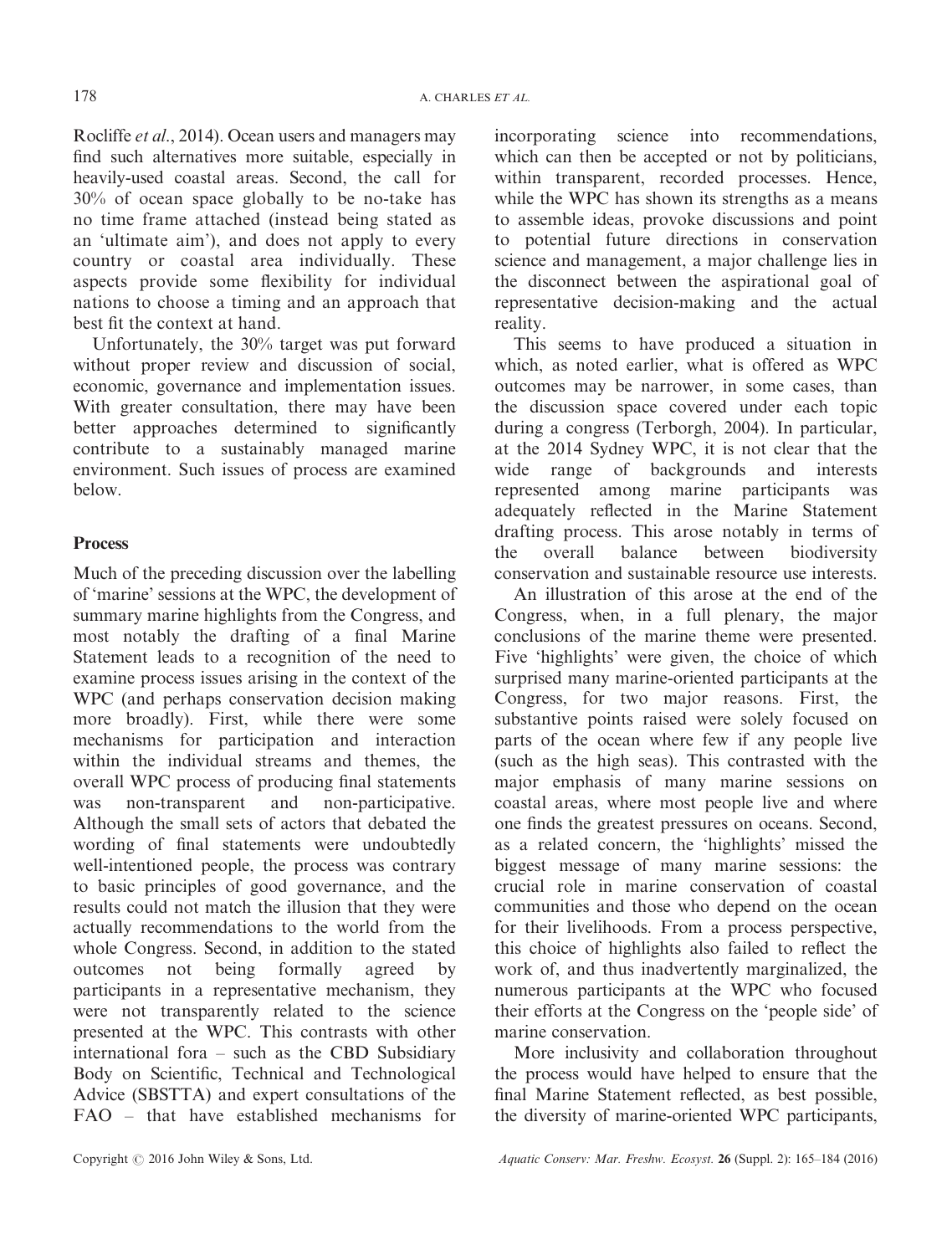Rocliffe *et al.*, 2014). Ocean users and managers may find such alternatives more suitable, especially in heavily-used coastal areas. Second, the call for 30% of ocean space globally to be no-take has no time frame attached (instead being stated as an 'ultimate aim'), and does not apply to every country or coastal area individually. These aspects provide some flexibility for individual nations to choose a timing and an approach that best fit the context at hand.

Unfortunately, the 30% target was put forward without proper review and discussion of social, economic, governance and implementation issues. With greater consultation, there may have been better approaches determined to significantly contribute to a sustainably managed marine environment. Such issues of process are examined below.

## Process

Much of the preceding discussion over the labelling of 'marine' sessions at the WPC, the development of summary marine highlights from the Congress, and most notably the drafting of a final Marine Statement leads to a recognition of the need to examine process issues arising in the context of the WPC (and perhaps conservation decision making more broadly). First, while there were some mechanisms for participation and interaction within the individual streams and themes, the overall WPC process of producing final statements was non-transparent and non-participative. Although the small sets of actors that debated the wording of final statements were undoubtedly well-intentioned people, the process was contrary to basic principles of good governance, and the results could not match the illusion that they were actually recommendations to the world from the whole Congress. Second, in addition to the stated outcomes not being formally agreed by participants in a representative mechanism, they were not transparently related to the science presented at the WPC. This contrasts with other international fora – such as the CBD Subsidiary Body on Scientific, Technical and Technological Advice (SBSTTA) and expert consultations of the FAO – that have established mechanisms for incorporating science into recommendations, which can then be accepted or not by politicians, within transparent, recorded processes. Hence, while the WPC has shown its strengths as a means to assemble ideas, provoke discussions and point to potential future directions in conservation science and management, a major challenge lies in the disconnect between the aspirational goal of representative decision-making and the actual reality.

This seems to have produced a situation in which, as noted earlier, what is offered as WPC outcomes may be narrower, in some cases, than the discussion space covered under each topic during a congress (Terborgh, 2004). In particular, at the 2014 Sydney WPC, it is not clear that the wide range of backgrounds and interests represented among marine participants was adequately reflected in the Marine Statement drafting process. This arose notably in terms of the overall balance between biodiversity conservation and sustainable resource use interests.

An illustration of this arose at the end of the Congress, when, in a full plenary, the major conclusions of the marine theme were presented. Five 'highlights' were given, the choice of which surprised many marine-oriented participants at the Congress, for two major reasons. First, the substantive points raised were solely focused on parts of the ocean where few if any people live (such as the high seas). This contrasted with the major emphasis of many marine sessions on coastal areas, where most people live and where one finds the greatest pressures on oceans. Second, as a related concern, the 'highlights' missed the biggest message of many marine sessions: the crucial role in marine conservation of coastal communities and those who depend on the ocean for their livelihoods. From a process perspective, this choice of highlights also failed to reflect the work of, and thus inadvertently marginalized, the numerous participants at the WPC who focused their efforts at the Congress on the 'people side' of marine conservation.

More inclusivity and collaboration throughout the process would have helped to ensure that the final Marine Statement reflected, as best possible, the diversity of marine-oriented WPC participants,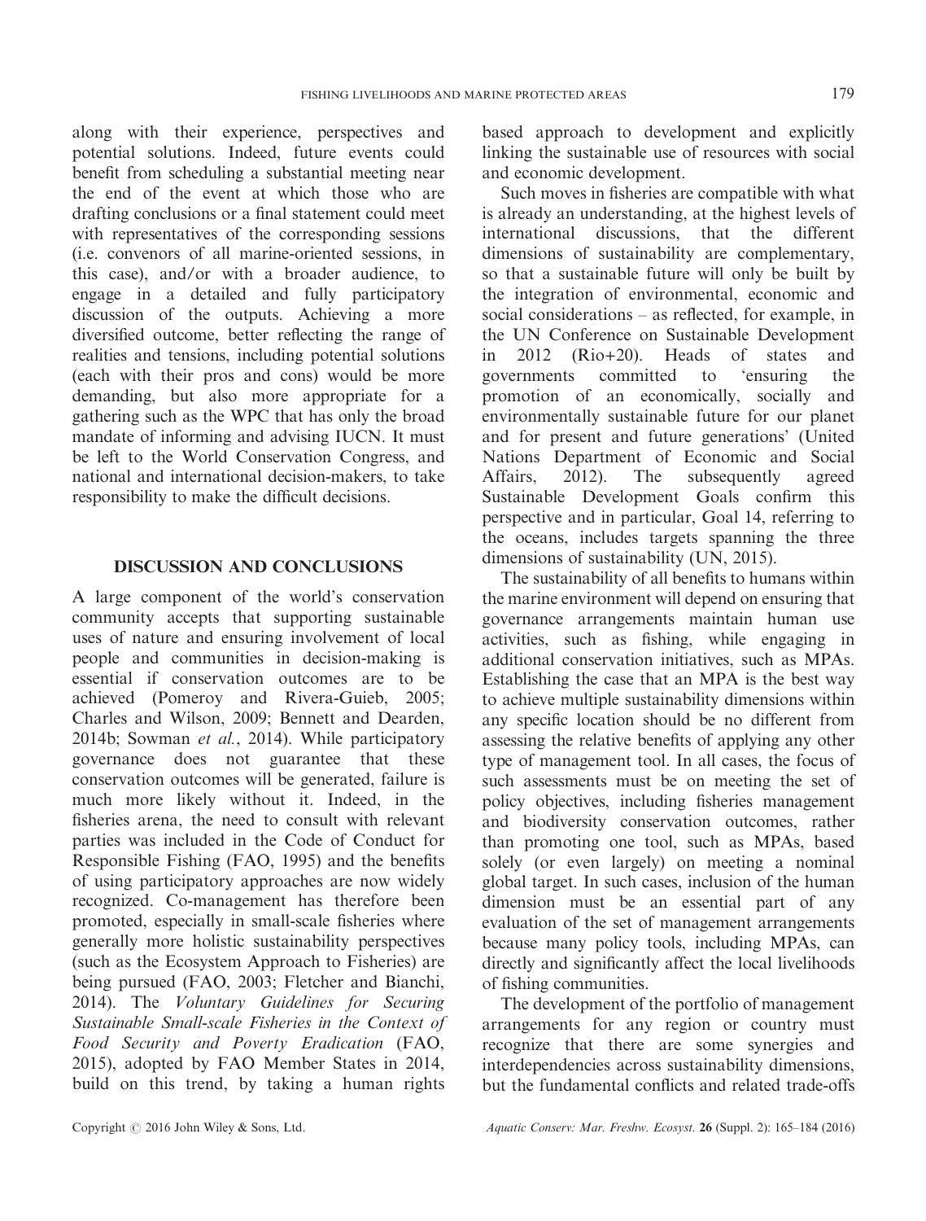along with their experience, perspectives and potential solutions. Indeed, future events could benefit from scheduling a substantial meeting near the end of the event at which those who are drafting conclusions or a final statement could meet with representatives of the corresponding sessions (i.e. convenors of all marine-oriented sessions, in this case), and/or with a broader audience, to engage in a detailed and fully participatory discussion of the outputs. Achieving a more diversified outcome, better reflecting the range of realities and tensions, including potential solutions (each with their pros and cons) would be more demanding, but also more appropriate for a gathering such as the WPC that has only the broad mandate of informing and advising IUCN. It must be left to the World Conservation Congress, and national and international decision-makers, to take responsibility to make the difficult decisions.

## DISCUSSION AND CONCLUSIONS

A large component of the world's conservation community accepts that supporting sustainable uses of nature and ensuring involvement of local people and communities in decision-making is essential if conservation outcomes are to be achieved (Pomeroy and Rivera-Guieb, 2005; Charles and Wilson, 2009; Bennett and Dearden, 2014b; Sowman *et al.*, 2014). While participatory governance does not guarantee that these conservation outcomes will be generated, failure is much more likely without it. Indeed, in the fisheries arena, the need to consult with relevant parties was included in the Code of Conduct for Responsible Fishing (FAO, 1995) and the benefits of using participatory approaches are now widely recognized. Co-management has therefore been promoted, especially in small-scale fisheries where generally more holistic sustainability perspectives (such as the Ecosystem Approach to Fisheries) are being pursued (FAO, 2003; Fletcher and Bianchi, 2014). The *Voluntary Guidelines for Securing Sustainable Small-scale Fisheries in the Context of Food Security and Poverty Eradication* (FAO, 2015), adopted by FAO Member States in 2014, build on this trend, by taking a human rights based approach to development and explicitly linking the sustainable use of resources with social and economic development.

Such moves in fisheries are compatible with what is already an understanding, at the highest levels of international discussions, that the different dimensions of sustainability are complementary, so that a sustainable future will only be built by the integration of environmental, economic and social considerations – as reflected, for example, in the UN Conference on Sustainable Development in 2012 (Rio+20). Heads of states and governments committed to 'ensuring the promotion of an economically, socially and environmentally sustainable future for our planet and for present and future generations' (United Nations Department of Economic and Social Affairs, 2012). The subsequently agreed Sustainable Development Goals confirm this perspective and in particular, Goal 14, referring to the oceans, includes targets spanning the three dimensions of sustainability (UN, 2015).

The sustainability of all benefits to humans within the marine environment will depend on ensuring that governance arrangements maintain human use activities, such as fishing, while engaging in additional conservation initiatives, such as MPAs. Establishing the case that an MPA is the best way to achieve multiple sustainability dimensions within any specific location should be no different from assessing the relative benefits of applying any other type of management tool. In all cases, the focus of such assessments must be on meeting the set of policy objectives, including fisheries management and biodiversity conservation outcomes, rather than promoting one tool, such as MPAs, based solely (or even largely) on meeting a nominal global target. In such cases, inclusion of the human dimension must be an essential part of any evaluation of the set of management arrangements because many policy tools, including MPAs, can directly and significantly affect the local livelihoods of fishing communities.

The development of the portfolio of management arrangements for any region or country must recognize that there are some synergies and interdependencies across sustainability dimensions, but the fundamental conflicts and related trade-offs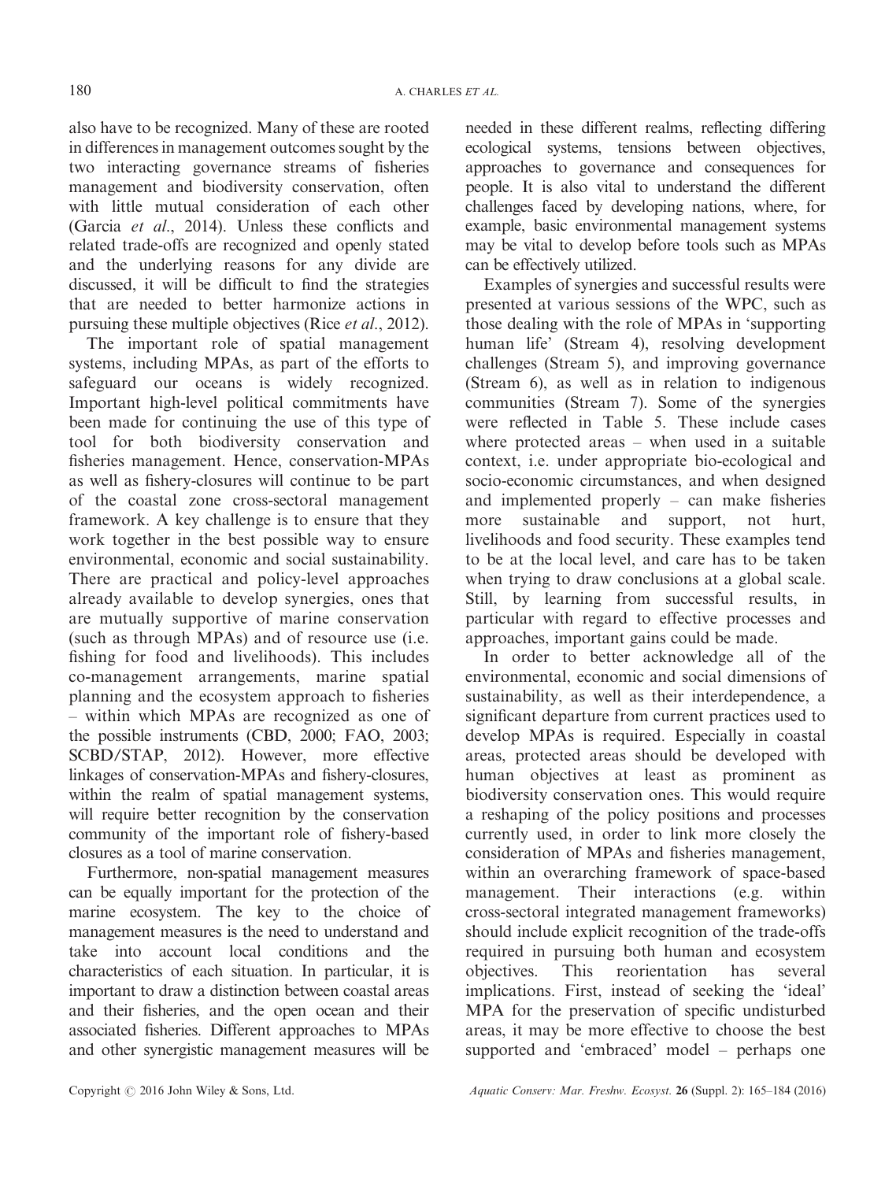also have to be recognized. Many of these are rooted in differences in management outcomes sought by the two interacting governance streams of fisheries management and biodiversity conservation, often with little mutual consideration of each other (Garcia *et al*., 2014). Unless these conflicts and related trade-offs are recognized and openly stated and the underlying reasons for any divide are discussed, it will be difficult to find the strategies that are needed to better harmonize actions in pursuing these multiple objectives (Rice *et al*., 2012).

The important role of spatial management systems, including MPAs, as part of the efforts to safeguard our oceans is widely recognized. Important high-level political commitments have been made for continuing the use of this type of tool for both biodiversity conservation and fisheries management. Hence, conservation-MPAs as well as fishery-closures will continue to be part of the coastal zone cross-sectoral management framework. A key challenge is to ensure that they work together in the best possible way to ensure environmental, economic and social sustainability. There are practical and policy-level approaches already available to develop synergies, ones that are mutually supportive of marine conservation (such as through MPAs) and of resource use (i.e. fishing for food and livelihoods). This includes co-management arrangements, marine spatial planning and the ecosystem approach to fisheries – within which MPAs are recognized as one of the possible instruments (CBD, 2000; FAO, 2003; SCBD/STAP, 2012). However, more effective linkages of conservation-MPAs and fishery-closures, within the realm of spatial management systems, will require better recognition by the conservation community of the important role of fishery-based closures as a tool of marine conservation.

Furthermore, non-spatial management measures can be equally important for the protection of the marine ecosystem. The key to the choice of management measures is the need to understand and take into account local conditions and the characteristics of each situation. In particular, it is important to draw a distinction between coastal areas and their fisheries, and the open ocean and their associated fisheries. Different approaches to MPAs and other synergistic management measures will be needed in these different realms, reflecting differing ecological systems, tensions between objectives, approaches to governance and consequences for people. It is also vital to understand the different challenges faced by developing nations, where, for example, basic environmental management systems may be vital to develop before tools such as MPAs can be effectively utilized.

Examples of synergies and successful results were presented at various sessions of the WPC, such as those dealing with the role of MPAs in 'supporting human life' (Stream 4), resolving development challenges (Stream 5), and improving governance (Stream 6), as well as in relation to indigenous communities (Stream 7). Some of the synergies were reflected in Table 5. These include cases where protected areas – when used in a suitable context, i.e. under appropriate bio-ecological and socio-economic circumstances, and when designed and implemented properly – can make fisheries more sustainable and support, not hurt, livelihoods and food security. These examples tend to be at the local level, and care has to be taken when trying to draw conclusions at a global scale. Still, by learning from successful results, in particular with regard to effective processes and approaches, important gains could be made.

In order to better acknowledge all of the environmental, economic and social dimensions of sustainability, as well as their interdependence, a significant departure from current practices used to develop MPAs is required. Especially in coastal areas, protected areas should be developed with human objectives at least as prominent as biodiversity conservation ones. This would require a reshaping of the policy positions and processes currently used, in order to link more closely the consideration of MPAs and fisheries management, within an overarching framework of space-based management. Their interactions (e.g. within cross-sectoral integrated management frameworks) should include explicit recognition of the trade-offs required in pursuing both human and ecosystem objectives. This reorientation has several implications. First, instead of seeking the 'ideal' MPA for the preservation of specific undisturbed areas, it may be more effective to choose the best supported and 'embraced' model – perhaps one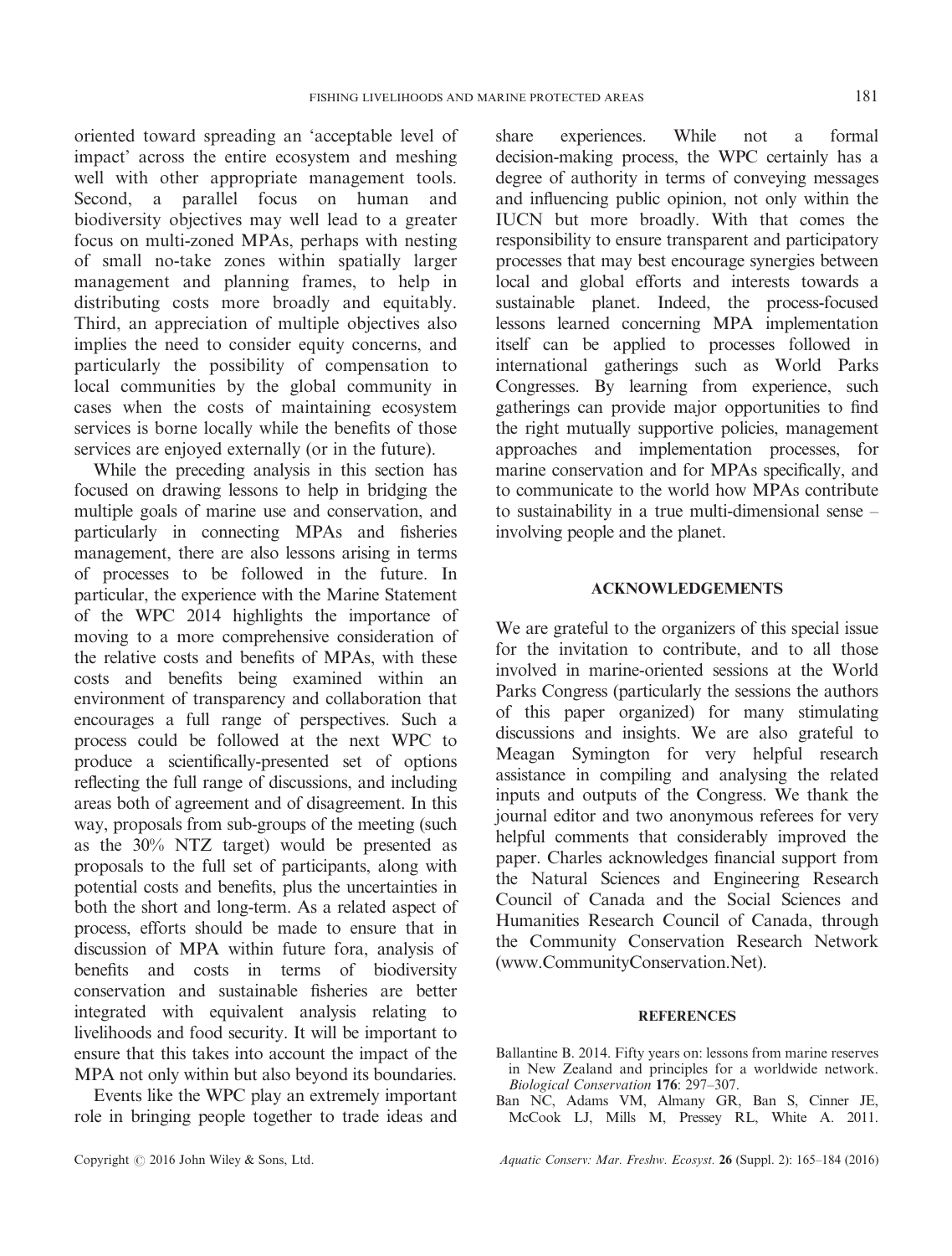oriented toward spreading an 'acceptable level of impact' across the entire ecosystem and meshing well with other appropriate management tools. Second, a parallel focus on human and biodiversity objectives may well lead to a greater focus on multi-zoned MPAs, perhaps with nesting of small no-take zones within spatially larger management and planning frames, to help in distributing costs more broadly and equitably. Third, an appreciation of multiple objectives also implies the need to consider equity concerns, and particularly the possibility of compensation to local communities by the global community in cases when the costs of maintaining ecosystem services is borne locally while the benefits of those services are enjoyed externally (or in the future).

While the preceding analysis in this section has focused on drawing lessons to help in bridging the multiple goals of marine use and conservation, and particularly in connecting MPAs and fisheries management, there are also lessons arising in terms of processes to be followed in the future. In particular, the experience with the Marine Statement of the WPC 2014 highlights the importance of moving to a more comprehensive consideration of the relative costs and benefits of MPAs, with these costs and benefits being examined within an environment of transparency and collaboration that encourages a full range of perspectives. Such a process could be followed at the next WPC to produce a scientifically-presented set of options reflecting the full range of discussions, and including areas both of agreement and of disagreement. In this way, proposals from sub-groups of the meeting (such as the 30% NTZ target) would be presented as proposals to the full set of participants, along with potential costs and benefits, plus the uncertainties in both the short and long-term. As a related aspect of process, efforts should be made to ensure that in discussion of MPA within future fora, analysis of benefits and costs in terms of biodiversity conservation and sustainable fisheries are better integrated with equivalent analysis relating to livelihoods and food security. It will be important to ensure that this takes into account the impact of the MPA not only within but also beyond its boundaries.

Events like the WPC play an extremely important role in bringing people together to trade ideas and share experiences. While not a formal decision-making process, the WPC certainly has a degree of authority in terms of conveying messages and influencing public opinion, not only within the IUCN but more broadly. With that comes the responsibility to ensure transparent and participatory processes that may best encourage synergies between local and global efforts and interests towards a sustainable planet. Indeed, the process-focused lessons learned concerning MPA implementation itself can be applied to processes followed in international gatherings such as World Parks Congresses. By learning from experience, such gatherings can provide major opportunities to find the right mutually supportive policies, management approaches and implementation processes, for marine conservation and for MPAs specifically, and to communicate to the world how MPAs contribute to sustainability in a true multi-dimensional sense – involving people and the planet.

## ACKNOWLEDGEMENTS

We are grateful to the organizers of this special issue for the invitation to contribute, and to all those involved in marine-oriented sessions at the World Parks Congress (particularly the sessions the authors of this paper organized) for many stimulating discussions and insights. We are also grateful to Meagan Symington for very helpful research assistance in compiling and analysing the related inputs and outputs of the Congress. We thank the journal editor and two anonymous referees for very helpful comments that considerably improved the paper. Charles acknowledges financial support from the Natural Sciences and Engineering Research Council of Canada and the Social Sciences and Humanities Research Council of Canada, through the Community Conservation Research Network (www.CommunityConservation.Net).

## REFERENCES

Ballantine B. 2014. Fifty years on: lessons from marine reserves in New Zealand and principles for a worldwide network. *Biological Conservation* **176**: 297–307.

Ban NC, Adams VM, Almany GR, Ban S, Cinner JE, McCook LJ, Mills M, Pressey RL, White A. 2011.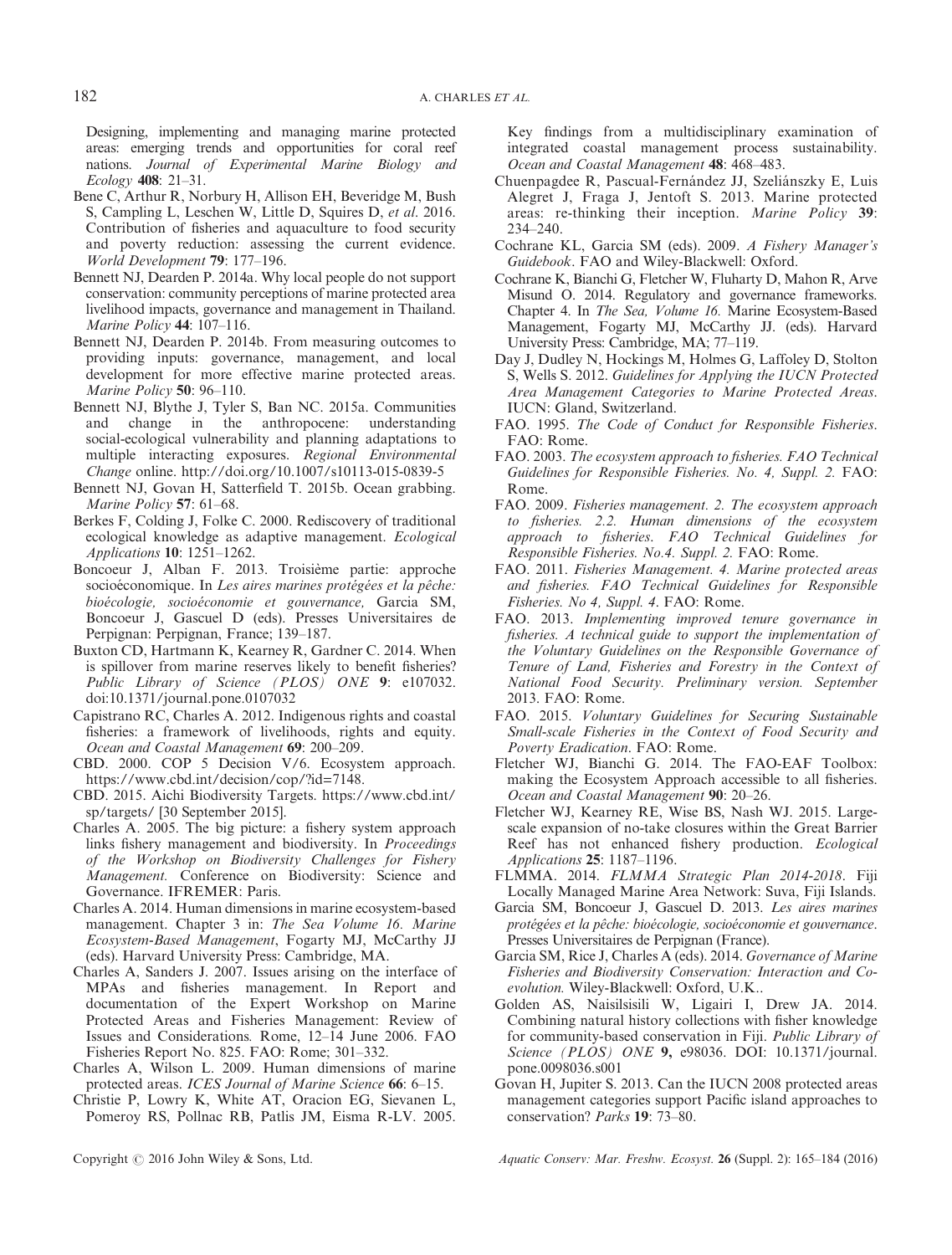Designing, implementing and managing marine protected areas: emerging trends and opportunities for coral reef nations. *Journal of Experimental Marine Biology and Ecology* **408**: 21–31.

Bene C, Arthur R, Norbury H, Allison EH, Beveridge M, Bush S, Campling L, Leschen W, Little D, Squires D, *et al*. 2016. Contribution of fisheries and aquaculture to food security and poverty reduction: assessing the current evidence. *World Development* **79**: 177–196.

Bennett NJ, Dearden P. 2014a. Why local people do not support conservation: community perceptions of marine protected area livelihood impacts, governance and management in Thailand. *Marine Policy* **44**: 107–116.

Bennett NJ, Dearden P. 2014b. From measuring outcomes to providing inputs: governance, management, and local development for more effective marine protected areas. *Marine Policy* **50**: 96–110.

Bennett NJ, Blythe J, Tyler S, Ban NC. 2015a. Communities and change in the anthropocene: understanding social-ecological vulnerability and planning adaptations to multiple interacting exposures. *Regional Environmental Change* online. http://doi.org/10.1007/s10113-015-0839-5

Bennett NJ, Govan H, Satterfield T. 2015b. Ocean grabbing. *Marine Policy* **57**: 61–68.

Berkes F, Colding J, Folke C. 2000. Rediscovery of traditional ecological knowledge as adaptive management. *Ecological Applications* **10**: 1251–1262.

Boncoeur J, Alban F. 2013. Troisième partie: approche socioéconomique. In *Les aires marines protégées et la pêche: bioécologie, socioéconomie et gouvernance,* Garcia SM, Boncoeur J, Gascuel D (eds). Presses Universitaires de Perpignan: Perpignan, France; 139–187.

Buxton CD, Hartmann K, Kearney R, Gardner C. 2014. When is spillover from marine reserves likely to benefit fisheries? *Public Library of Science (PLOS) ONE* **9**: e107032. doi:10.1371/journal.pone.0107032

Capistrano RC, Charles A. 2012. Indigenous rights and coastal fisheries: a framework of livelihoods, rights and equity. *Ocean and Coastal Management* **69**: 200–209.

CBD. 2000. COP 5 Decision V/6. Ecosystem approach. https://www.cbd.int/decision/cop/?id=7148.

CBD. 2015. Aichi Biodiversity Targets. https://www.cbd.int/sp/targets/ [30 September 2015].

Charles A. 2005. The big picture: a fishery system approach links fishery management and biodiversity. In *Proceedings of the Workshop on Biodiversity Challenges for Fishery Management.* Conference on Biodiversity: Science and Governance. IFREMER: Paris.

Charles A. 2014. Human dimensions in marine ecosystem-based management. Chapter 3 in: *The Sea Volume 16. Marine Ecosystem-Based Management*, Fogarty MJ, McCarthy JJ (eds). Harvard University Press: Cambridge, MA.

Charles A, Sanders J. 2007. Issues arising on the interface of MPAs and fisheries management. In Report and documentation of the Expert Workshop on Marine Protected Areas and Fisheries Management: Review of Issues and Considerations*.* Rome, 12–14 June 2006. FAO Fisheries Report No. 825. FAO: Rome; 301–332.

Charles A, Wilson L. 2009. Human dimensions of marine protected areas. *ICES Journal of Marine Science* **66**: 6–15.

Christie P, Lowry K, White AT, Oracion EG, Sievanen L, Pomeroy RS, Pollnac RB, Patlis JM, Eisma R-LV. 2005. Key findings from a multidisciplinary examination of integrated coastal management process sustainability. *Ocean and Coastal Management* **48**: 468–483.

Chuenpagdee R, Pascual-Fernández JJ, Szeliánszky E, Luis Alegret J, Fraga J, Jentoft S. 2013. Marine protected areas: re-thinking their inception. *Marine Policy* **39**: 234–240.

Cochrane KL, Garcia SM (eds). 2009. *A Fishery Manager's Guidebook*. FAO and Wiley-Blackwell: Oxford.

Cochrane K, Bianchi G, Fletcher W, Fluharty D, Mahon R, Arve Misund O. 2014. Regulatory and governance frameworks. Chapter 4. In *The Sea, Volume 16.* Marine Ecosystem-Based Management, Fogarty MJ, McCarthy JJ. (eds). Harvard University Press: Cambridge, MA; 77–119.

Day J, Dudley N, Hockings M, Holmes G, Laffoley D, Stolton S, Wells S. 2012. *Guidelines for Applying the IUCN Protected Area Management Categories to Marine Protected Areas*. IUCN: Gland, Switzerland.

FAO. 1995. *The Code of Conduct for Responsible Fisheries*. FAO: Rome.

FAO. 2003. *The ecosystem approach to fisheries. FAO Technical Guidelines for Responsible Fisheries. No. 4, Suppl. 2.* FAO: Rome.

FAO. 2009. *Fisheries management. 2. The ecosystem approach to fisheries. 2.2. Human dimensions of the ecosystem approach to fisheries. FAO Technical Guidelines for Responsible Fisheries. No.4. Suppl. 2.* FAO: Rome.

FAO. 2011. *Fisheries Management. 4. Marine protected areas and fisheries. FAO Technical Guidelines for Responsible Fisheries. No 4, Suppl. 4*. FAO: Rome.

FAO. 2013. *Implementing improved tenure governance in fisheries. A technical guide to support the implementation of the Voluntary Guidelines on the Responsible Governance of Tenure of Land, Fisheries and Forestry in the Context of National Food Security. Preliminary version. September* 2013. FAO: Rome.

FAO. 2015. *Voluntary Guidelines for Securing Sustainable Small-scale Fisheries in the Context of Food Security and Poverty Eradication*. FAO: Rome.

Fletcher WJ, Bianchi G. 2014. The FAO-EAF Toolbox: making the Ecosystem Approach accessible to all fisheries. *Ocean and Coastal Management* **90**: 20–26.

Fletcher WJ, Kearney RE, Wise BS, Nash WJ. 2015. Large-scale expansion of no-take closures within the Great Barrier Reef has not enhanced fishery production. *Ecological Applications* **25**: 1187–1196.

FLMMA. 2014. *FLMMA Strategic Plan 2014-2018*. Fiji Locally Managed Marine Area Network: Suva, Fiji Islands.

Garcia SM, Boncoeur J, Gascuel D. 2013. *Les aires marines protégées et la pêche: bioécologie, socioéconomie et gouvernance*. Presses Universitaires de Perpignan (France).

Garcia SM, Rice J, Charles A (eds). 2014. *Governance of Marine Fisheries and Biodiversity Conservation: Interaction and Co-evolution.* Wiley-Blackwell: Oxford, U.K..

Golden AS, Naisilsisili W, Ligairi I, Drew JA. 2014. Combining natural history collections with fisher knowledge for community-based conservation in Fiji. *Public Library of Science (PLOS) ONE* **9,** e98036. DOI: 10.1371/journal.pone.0098036.s001

Govan H, Jupiter S. 2013. Can the IUCN 2008 protected areas management categories support Pacific island approaches to conservation? *Parks* **19**: 73–80.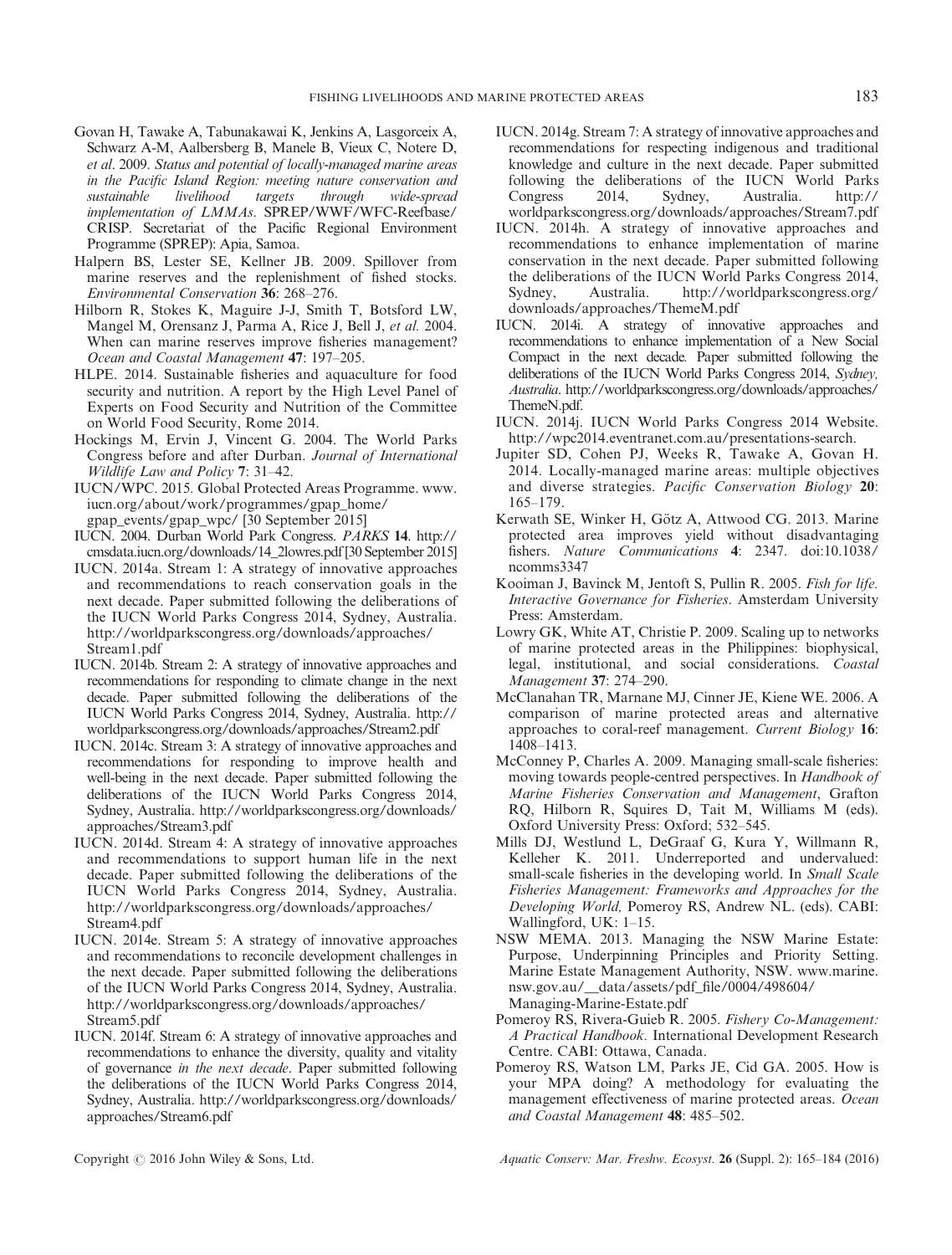Govan H, Tawake A, Tabunakawai K, Jenkins A, Lasgorceix A, Schwarz A-M, Aalbersberg B, Manele B, Vieux C, Notere D, *et al*. 2009. *Status and potential of locally-managed marine areas in the Pacific Island Region: meeting nature conservation and sustainable livelihood targets through wide-spread implementation of LMMAs*. SPREP/WWF/WFC-Reefbase/CRISP. Secretariat of the Pacific Regional Environment Programme (SPREP): Apia, Samoa.

Halpern BS, Lester SE, Kellner JB. 2009. Spillover from marine reserves and the replenishment of fished stocks. *Environmental Conservation* **36**: 268–276.

Hilborn R, Stokes K, Maguire J-J, Smith T, Botsford LW, Mangel M, Orensanz J, Parma A, Rice J, Bell J, *et al.* 2004. When can marine reserves improve fisheries management? *Ocean and Coastal Management* **47**: 197–205.

HLPE. 2014. Sustainable fisheries and aquaculture for food security and nutrition. A report by the High Level Panel of Experts on Food Security and Nutrition of the Committee on World Food Security, Rome 2014.

Hockings M, Ervin J, Vincent G. 2004. The World Parks Congress before and after Durban. *Journal of International Wildlife Law and Policy* **7**: 31–42.

IUCN/WPC. 2015. Global Protected Areas Programme. www.iucn.org/about/work/programmes/gpap_home/gpap_events/gpap_wpc/ [30 September 2015]

IUCN. 2004. Durban World Park Congress. *PARKS* **14**. http://cmsdata.iucn.org/downloads/14_2lowres.pdf [30 September 2015]

IUCN. 2014a. Stream 1: A strategy of innovative approaches and recommendations to reach conservation goals in the next decade. Paper submitted following the deliberations of the IUCN World Parks Congress 2014, Sydney, Australia. http://worldparkscongress.org/downloads/approaches/Stream1.pdf

IUCN. 2014b. Stream 2: A strategy of innovative approaches and recommendations for responding to climate change in the next decade. Paper submitted following the deliberations of the IUCN World Parks Congress 2014, Sydney, Australia. http://worldparkscongress.org/downloads/approaches/Stream2.pdf

IUCN. 2014c. Stream 3: A strategy of innovative approaches and recommendations for responding to improve health and well-being in the next decade. Paper submitted following the deliberations of the IUCN World Parks Congress 2014, Sydney, Australia. http://worldparkscongress.org/downloads/approaches/Stream3.pdf

IUCN. 2014d. Stream 4: A strategy of innovative approaches and recommendations to support human life in the next decade. Paper submitted following the deliberations of the IUCN World Parks Congress 2014, Sydney, Australia. http://worldparkscongress.org/downloads/approaches/Stream4.pdf

IUCN. 2014e. Stream 5: A strategy of innovative approaches and recommendations to reconcile development challenges in the next decade. Paper submitted following the deliberations of the IUCN World Parks Congress 2014, Sydney, Australia. http://worldparkscongress.org/downloads/approaches/Stream5.pdf

IUCN. 2014f. Stream 6: A strategy of innovative approaches and recommendations to enhance the diversity, quality and vitality of governance *in the next decade*. Paper submitted following the deliberations of the IUCN World Parks Congress 2014, Sydney, Australia. http://worldparkscongress.org/downloads/approaches/Stream6.pdf

IUCN. 2014g. Stream 7: A strategy of innovative approaches and recommendations for respecting indigenous and traditional knowledge and culture in the next decade. Paper submitted following the deliberations of the IUCN World Parks Congress 2014, Sydney, Australia. http://worldparkscongress.org/downloads/approaches/Stream7.pdf

IUCN. 2014h. A strategy of innovative approaches and recommendations to enhance implementation of marine conservation in the next decade. Paper submitted following the deliberations of the IUCN World Parks Congress 2014, Sydney, Australia. http://worldparkscongress.org/downloads/approaches/ThemeM.pdf

IUCN. 2014i. A strategy of innovative approaches and recommendations to enhance implementation of a New Social Compact in the next decade. Paper submitted following the deliberations of the IUCN World Parks Congress 2014, *Sydney, Australia*. http://worldparkscongress.org/downloads/approaches/ThemeN.pdf.

IUCN. 2014j. IUCN World Parks Congress 2014 Website. http://wpc2014.eventranet.com.au/presentations-search.

Jupiter SD, Cohen PJ, Weeks R, Tawake A, Govan H. 2014. Locally-managed marine areas: multiple objectives and diverse strategies. *Pacific Conservation Biology* **20**: 165–179.

Kerwath SE, Winker H, Götz A, Attwood CG. 2013. Marine protected area improves yield without disadvantaging fishers. *Nature Communications* **4**: 2347. doi:10.1038/ncomms3347

Kooiman J, Bavinck M, Jentoft S, Pullin R. 2005. *Fish for life. Interactive Governance for Fisheries*. Amsterdam University Press: Amsterdam.

Lowry GK, White AT, Christie P. 2009. Scaling up to networks of marine protected areas in the Philippines: biophysical, legal, institutional, and social considerations. *Coastal Management* **37**: 274–290.

McClanahan TR, Marnane MJ, Cinner JE, Kiene WE. 2006. A comparison of marine protected areas and alternative approaches to coral-reef management. *Current Biology* **16**: 1408–1413.

McConney P, Charles A. 2009. Managing small-scale fisheries: moving towards people-centred perspectives. In *Handbook of Marine Fisheries Conservation and Management*, Grafton RQ, Hilborn R, Squires D, Tait M, Williams M (eds). Oxford University Press: Oxford; 532–545.

Mills DJ, Westlund L, DeGraaf G, Kura Y, Willmann R, Kelleher K. 2011. Underreported and undervalued: small-scale fisheries in the developing world. In *Small Scale Fisheries Management: Frameworks and Approaches for the Developing World,* Pomeroy RS, Andrew NL. (eds). CABI: Wallingford, UK: 1–15.

NSW MEMA. 2013. Managing the NSW Marine Estate: Purpose, Underpinning Principles and Priority Setting. Marine Estate Management Authority, NSW. www.marine.nsw.gov.au/__data/assets/pdf_file/0004/498604/Managing-Marine-Estate.pdf

Pomeroy RS, Rivera-Guieb R. 2005. *Fishery Co-Management: A Practical Handbook*. International Development Research Centre. CABI: Ottawa, Canada.

Pomeroy RS, Watson LM, Parks JE, Cid GA. 2005. How is your MPA doing? A methodology for evaluating the management effectiveness of marine protected areas. *Ocean and Coastal Management* **48**: 485–502.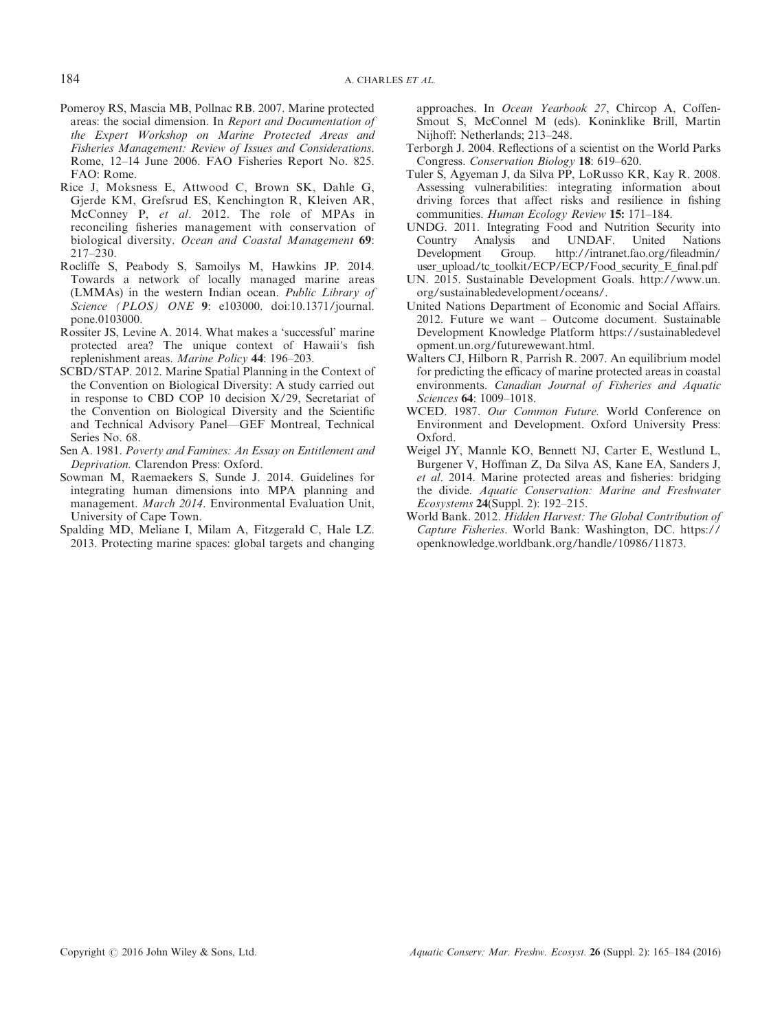Pomeroy RS, Mascia MB, Pollnac RB. 2007. Marine protected areas: the social dimension. In *Report and Documentation of the Expert Workshop on Marine Protected Areas and Fisheries Management: Review of Issues and Considerations*. Rome, 12–14 June 2006. FAO Fisheries Report No. 825. FAO: Rome.

Rice J, Moksness E, Attwood C, Brown SK, Dahle G, Gjerde KM, Grefsrud ES, Kenchington R, Kleiven AR, McConney P, *et al*. 2012. The role of MPAs in reconciling fisheries management with conservation of biological diversity. *Ocean and Coastal Management* **69**: 217–230.

Rocliffe S, Peabody S, Samoilys M, Hawkins JP. 2014. Towards a network of locally managed marine areas (LMMAs) in the western Indian ocean. *Public Library of Science (PLOS) ONE* **9**: e103000. doi:10.1371/journal.pone.0103000.

Rossiter JS, Levine A. 2014. What makes a 'successful' marine protected area? The unique context of Hawaii's fish replenishment areas. *Marine Policy* **44**: 196–203.

SCBD/STAP. 2012. Marine Spatial Planning in the Context of the Convention on Biological Diversity: A study carried out in response to CBD COP 10 decision X/29, Secretariat of the Convention on Biological Diversity and the Scientific and Technical Advisory Panel—GEF Montreal, Technical Series No. 68.

Sen A. 1981. *Poverty and Famines: An Essay on Entitlement and Deprivation.* Clarendon Press: Oxford.

Sowman M, Raemaekers S, Sunde J. 2014. Guidelines for integrating human dimensions into MPA planning and management. *March 2014*. Environmental Evaluation Unit, University of Cape Town.

Spalding MD, Meliane I, Milam A, Fitzgerald C, Hale LZ. 2013. Protecting marine spaces: global targets and changing approaches. In *Ocean Yearbook 27*, Chircop A, Coffen-Smout S, McConnel M (eds). Koninklike Brill, Martin Nijhoff: Netherlands; 213–248.

Terborgh J. 2004. Reflections of a scientist on the World Parks Congress. *Conservation Biology* **18**: 619–620.

Tuler S, Agyeman J, da Silva PP, LoRusso KR, Kay R. 2008. Assessing vulnerabilities: integrating information about driving forces that affect risks and resilience in fishing communities. *Human Ecology Review* **15:** 171–184.

UNDG. 2011. Integrating Food and Nutrition Security into Country Analysis and UNDAF. United Nations Development Group. http://intranet.fao.org/fileadmin/user_upload/tc_toolkit/ECP/ECP/Food_security_E_final.pdf

UN. 2015. Sustainable Development Goals. http://www.un.org/sustainabledevelopment/oceans/.

United Nations Department of Economic and Social Affairs. 2012. Future we want – Outcome document. Sustainable Development Knowledge Platform https://sustainabledevelopment.un.org/futurewewant.html.

Walters CJ, Hilborn R, Parrish R. 2007. An equilibrium model for predicting the efficacy of marine protected areas in coastal environments. *Canadian Journal of Fisheries and Aquatic Sciences* **64**: 1009–1018.

WCED. 1987. *Our Common Future.* World Conference on Environment and Development. Oxford University Press: Oxford.

Weigel JY, Mannle KO, Bennett NJ, Carter E, Westlund L, Burgener V, Hoffman Z, Da Silva AS, Kane EA, Sanders J, *et al*. 2014. Marine protected areas and fisheries: bridging the divide. *Aquatic Conservation: Marine and Freshwater Ecosystems* **24**(Suppl. 2): 192–215.

World Bank. 2012. *Hidden Harvest: The Global Contribution of Capture Fisheries*. World Bank: Washington, DC. https://openknowledge.worldbank.org/handle/10986/11873.